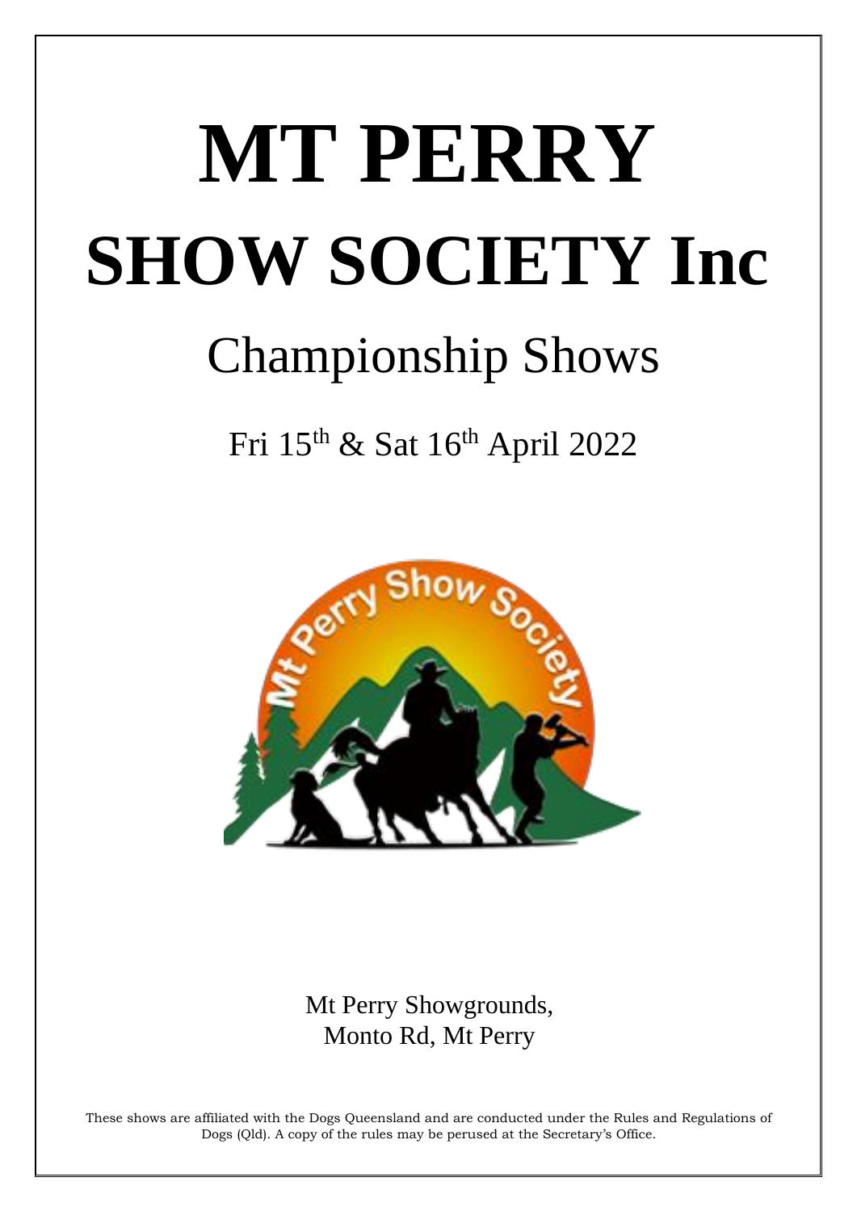# MT PERRY

# SHOW SOCIETY Inc

## Championship Shows

Fri 15th & Sat 16th April 2022

Mt Perry Showgrounds,
Monto Rd, Mt Perry

These shows are affiliated with the Dogs Queensland and are conducted under the Rules and Regulations of Dogs (Qld). A copy of the rules may be perused at the Secretary's Office.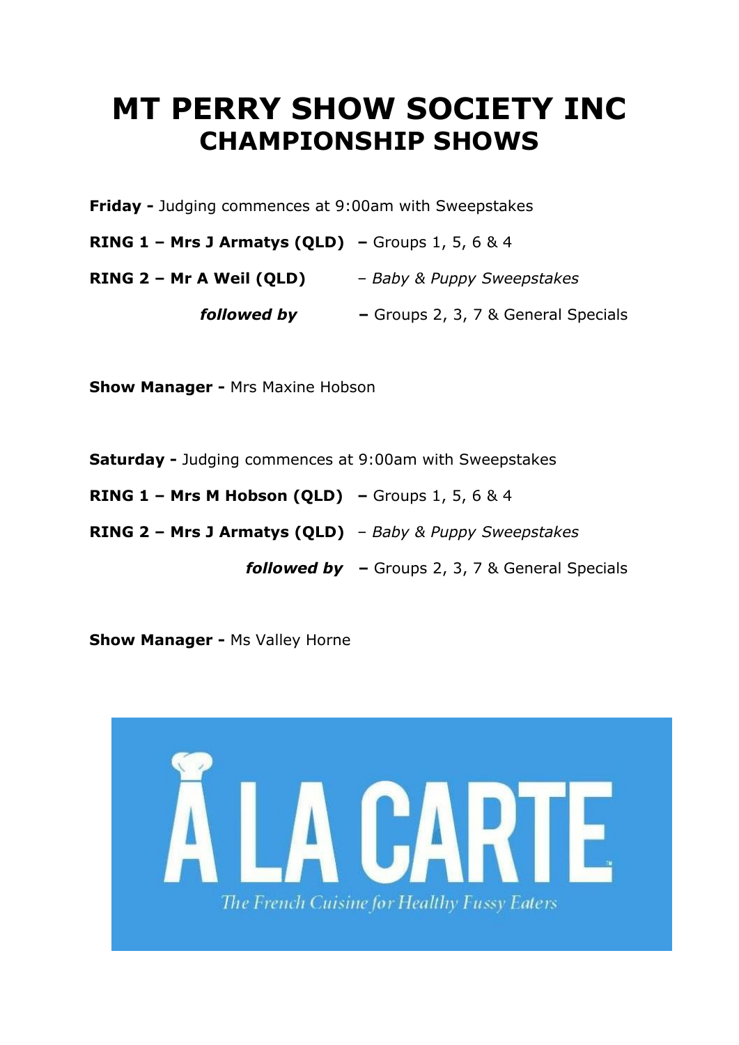# MT PERRY SHOW SOCIETY INC
## CHAMPIONSHIP SHOWS

**Friday -** Judging commences at 9:00am with Sweepstakes

**RING 1 – Mrs J Armatys (QLD)** **–** Groups 1, 5, 6 & 4

**RING 2 – Mr A Weil (QLD)** – *Baby & Puppy Sweepstakes*

***followed by*** **–** Groups 2, 3, 7 & General Specials

**Show Manager -** Mrs Maxine Hobson

**Saturday -** Judging commences at 9:00am with Sweepstakes

**RING 1 – Mrs M Hobson (QLD)** **–** Groups 1, 5, 6 & 4

**RING 2 – Mrs J Armatys (QLD)** – *Baby & Puppy Sweepstakes*

***followed by*** **–** Groups 2, 3, 7 & General Specials

**Show Manager -** Ms Valley Horne

À LA CARTE™

*The French Cuisine for Healthy Fussy Eaters*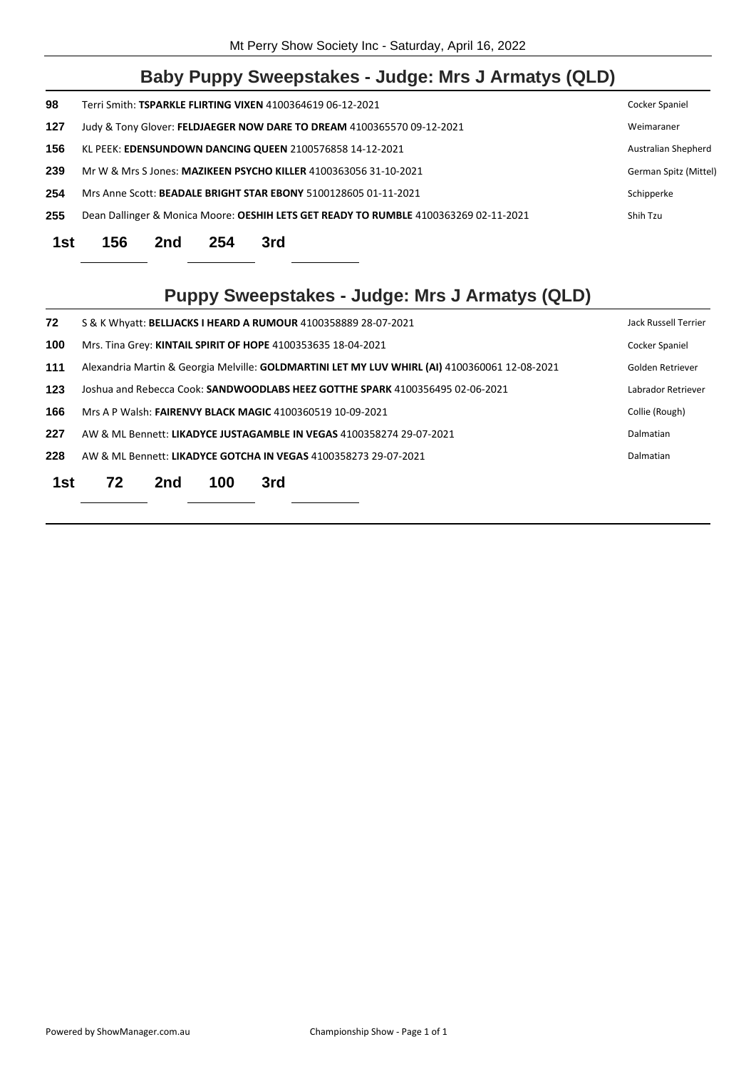## Baby Puppy Sweepstakes - Judge: Mrs J Armatys (QLD)

| | | |
|---|---|---|
| 98 | Terri Smith: **TSPARKLE FLIRTING VIXEN** 4100364619 06-12-2021 | Cocker Spaniel |
| 127 | Judy & Tony Glover: **FELDJAEGER NOW DARE TO DREAM** 4100365570 09-12-2021 | Weimaraner |
| 156 | KL PEEK: **EDENSUNDOWN DANCING QUEEN** 2100576858 14-12-2021 | Australian Shepherd |
| 239 | Mr W & Mrs S Jones: **MAZIKEEN PSYCHO KILLER** 4100363056 31-10-2021 | German Spitz (Mittel) |
| 254 | Mrs Anne Scott: **BEADALE BRIGHT STAR EBONY** 5100128605 01-11-2021 | Schipperke |
| 255 | Dean Dallinger & Monica Moore: **OESHIH LETS GET READY TO RUMBLE** 4100363269 02-11-2021 | Shih Tzu |

**1st** 156 **2nd** 254 **3rd**

## Puppy Sweepstakes - Judge: Mrs J Armatys (QLD)

| | | |
|---|---|---|
| 72 | S & K Whyatt: **BELLJACKS I HEARD A RUMOUR** 4100358889 28-07-2021 | Jack Russell Terrier |
| 100 | Mrs. Tina Grey: **KINTAIL SPIRIT OF HOPE** 4100353635 18-04-2021 | Cocker Spaniel |
| 111 | Alexandria Martin & Georgia Melville: **GOLDMARTINI LET MY LUV WHIRL (AI)** 4100360061 12-08-2021 | Golden Retriever |
| 123 | Joshua and Rebecca Cook: **SANDWOODLABS HEEZ GOTTHE SPARK** 4100356495 02-06-2021 | Labrador Retriever |
| 166 | Mrs A P Walsh: **FAIRENVY BLACK MAGIC** 4100360519 10-09-2021 | Collie (Rough) |
| 227 | AW & ML Bennett: **LIKADYCE JUSTAGAMBLE IN VEGAS** 4100358274 29-07-2021 | Dalmatian |
| 228 | AW & ML Bennett: **LIKADYCE GOTCHA IN VEGAS** 4100358273 29-07-2021 | Dalmatian |

**1st** 72 **2nd** 100 **3rd**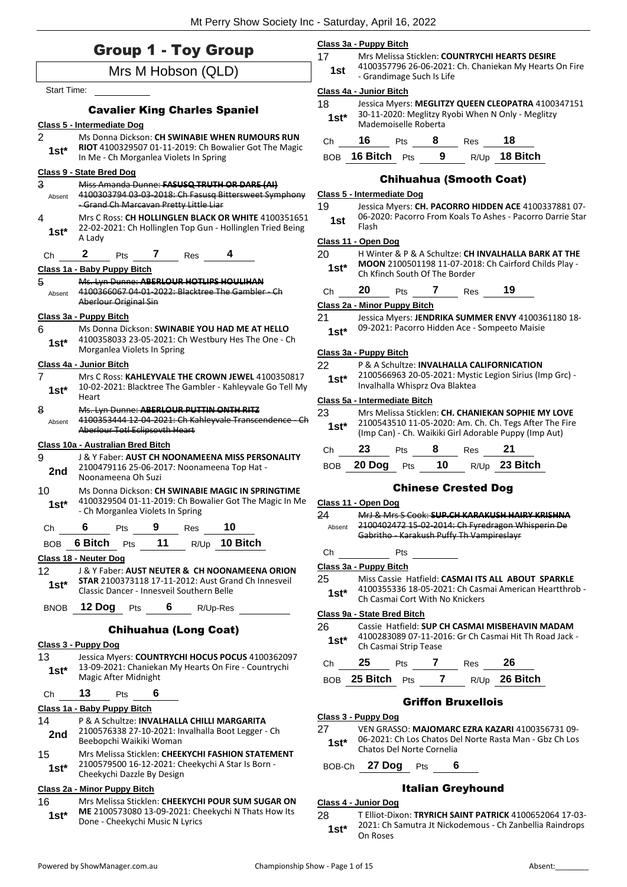# Group 1 - Toy Group

Mrs M Hobson (QLD)

Start Time: \_\_\_\_\_\_\_\_\_\_

## Cavalier King Charles Spaniel

**Class 5 - Intermediate Dog**

2 — 1st* — Ms Donna Dickson: **CH SWINABIE WHEN RUMOURS RUN RIOT** 4100329507 01-11-2019: Ch Bowalier Got The Magic In Me - Ch Morganlea Violets In Spring

**Class 9 - State Bred Dog**

3 — Absent — ~~Miss Amanda Dunne: **FASUSQ TRUTH OR DARE (AI)** 4100303794 03-03-2018: Ch Fasusq Bittersweet Symphony - Grand Ch Marcavan Pretty Little Liar~~

4 — 1st* — Mrs C Ross: **CH HOLLINGLEN BLACK OR WHITE** 4100351651 22-02-2021: Ch Hollinglen Top Gun - Hollinglen Tried Being A Lady

Ch 2 Pts 7 Res 4

**Class 1a - Baby Puppy Bitch**

5 — Absent — ~~Ms. Lyn Dunne: **ABERLOUR HOTLIPS HOULIHAN** 4100366067 04-01-2022: Blacktree The Gambler - Ch Aberlour Original Sin~~

**Class 3a - Puppy Bitch**

6 — 1st* — Ms Donna Dickson: **SWINABIE YOU HAD ME AT HELLO** 4100358033 23-05-2021: Ch Westbury Hes The One - Ch Morganlea Violets In Spring

**Class 4a - Junior Bitch**

7 — 1st* — Mrs C Ross: **KAHLEYVALE THE CROWN JEWEL** 4100350817 10-02-2021: Blacktree The Gambler - Kahleyvale Go Tell My Heart

8 — Absent — ~~Ms. Lyn Dunne: **ABERLOUR PUTTIN ONTH RITZ** 4100353444 12-04-2021: Ch Kahleyvale Transcendence - Ch Aberlour Totl Eclipsovth Heart~~

**Class 10a - Australian Bred Bitch**

9 — 2nd — J & Y Faber: **AUST CH NOONAMEENA MISS PERSONALITY** 2100479116 25-06-2017: Noonameena Top Hat - Noonameena Oh Suzi

10 — 1st* — Ms Donna Dickson: **CH SWINABIE MAGIC IN SPRINGTIME** 4100329504 01-11-2019: Ch Bowalier Got The Magic In Me - Ch Morganlea Violets In Spring

Ch 6 Pts 9 Res 10

BOB 6 Bitch Pts 11 R/Up 10 Bitch

**Class 18 - Neuter Dog**

12 — 1st* — J & Y Faber: **AUST NEUTER & CH NOONAMEENA ORION STAR** 2100373118 17-11-2012: Aust Grand Ch Innesveil Classic Dancer - Innesveil Southern Belle

BNOB 12 Dog Pts 6 R/Up-Res \_\_\_\_\_\_\_\_\_\_

## Chihuahua (Long Coat)

**Class 3 - Puppy Dog**

13 — 1st* — Jessica Myers: **COUNTRYCHI HOCUS POCUS** 4100362097 13-09-2021: Chaniekan My Hearts On Fire - Countrychi Magic After Midnight

Ch 13 Pts 6

**Class 1a - Baby Puppy Bitch**

14 — 2nd — P & A Schultze: **INVALHALLA CHILLI MARGARITA** 2100576338 27-10-2021: Invalhalla Boot Legger - Ch Beebopchi Waikiki Woman

15 — 1st* — Mrs Melissa Sticklen: **CHEEKYCHI FASHION STATEMENT** 2100579500 16-12-2021: Cheekychi A Star Is Born - Cheekychi Dazzle By Design

**Class 2a - Minor Puppy Bitch**

16 — 1st* — Mrs Melissa Sticklen: **CHEEKYCHI POUR SUM SUGAR ON ME** 2100573080 13-09-2021: Cheekychi N Thats How Its Done - Cheekychi Music N Lyrics

**Class 3a - Puppy Bitch**

17 — 1st — Mrs Melissa Sticklen: **COUNTRYCHI HEARTS DESIRE** 4100357796 26-06-2021: Ch. Chaniekan My Hearts On Fire - Grandimage Such Is Life

**Class 4a - Junior Bitch**

18 — 1st* — Jessica Myers: **MEGLITZY QUEEN CLEOPATRA** 4100347151 30-11-2020: Meglitzy Ryobi When N Only - Meglitzy Mademoiselle Roberta

Ch 16 Pts 8 Res 18

BOB 16 Bitch Pts 9 R/Up 18 Bitch

## Chihuahua (Smooth Coat)

**Class 5 - Intermediate Dog**

19 — 1st — Jessica Myers: **CH. PACORRO HIDDEN ACE** 4100337881 07-06-2020: Pacorro From Koals To Ashes - Pacorro Darrie Star Flash

**Class 11 - Open Dog**

20 — 1st* — H Winter & P & A Schultze: **CH INVALHALLA BARK AT THE MOON** 2100501198 11-07-2018: Ch Cairford Childs Play - Ch Kfinch South Of The Border

Ch 20 Pts 7 Res 19

**Class 2a - Minor Puppy Bitch**

21 — 1st* — Jessica Myers: **JENDRIKA SUMMER ENVY** 4100361180 18-09-2021: Pacorro Hidden Ace - Sompeeto Maisie

**Class 3a - Puppy Bitch**

22 — 1st* — P & A Schultze: **INVALHALLA CALIFORNICATION** 2100566963 20-05-2021: Mystic Legion Sirius (Imp Grc) - Invalhalla Whisprz Ova Blaktea

**Class 5a - Intermediate Bitch**

23 — 1st* — Mrs Melissa Sticklen: **CH. CHANIEKAN SOPHIE MY LOVE** 2100543510 11-05-2020: Am. Ch. Ch. Tegs After The Fire (Imp Can) - Ch. Waikiki Girl Adorable Puppy (Imp Aut)

Ch 23 Pts 8 Res 21

BOB 20 Dog Pts 10 R/Up 23 Bitch

## Chinese Crested Dog

**Class 11 - Open Dog**

24 — Absent — ~~MrJ & Mrs S Cook: **SUP.CH KARAKUSH HAIRY KRISHNA** 2100402472 15-02-2014: Ch Fyredragon Whisperin De Gabritho - Karakush Puffy Th Vampireslayr~~

Ch \_\_\_\_\_\_\_\_\_\_ Pts \_\_\_\_\_\_\_\_\_\_

**Class 3a - Puppy Bitch**

25 — 1st* — Miss Cassie Hatfield: **CASMAI ITS ALL ABOUT SPARKLE** 4100355336 18-05-2021: Ch Casmai American Heartthrob - Ch Casmai Cort With No Knickers

**Class 9a - State Bred Bitch**

26 — 1st* — Cassie Hatfield: **SUP CH CASMAI MISBEHAVIN MADAM** 4100283089 07-11-2016: Gr Ch Casmai Hit Th Road Jack - Ch Casmai Strip Tease

Ch 25 Pts 7 Res 26

BOB 25 Bitch Pts 7 R/Up 26 Bitch

## Griffon Bruxellois

**Class 3 - Puppy Dog**

27 — 1st* — VEN GRASSO: **MAJOMARC EZRA KAZARI** 4100356731 09-06-2021: Ch Los Chatos Del Norte Rasta Man - Gbz Ch Los Chatos Del Norte Cornelia

BOB-Ch 27 Dog Pts 6

## Italian Greyhound

**Class 4 - Junior Dog**

28 — 1st* — T Elliot-Dixon: **TRYRICH SAINT PATRICK** 4100652064 17-03-2021: Ch Samutra Jt Nickodemous - Ch Zanbellia Raindrops On Roses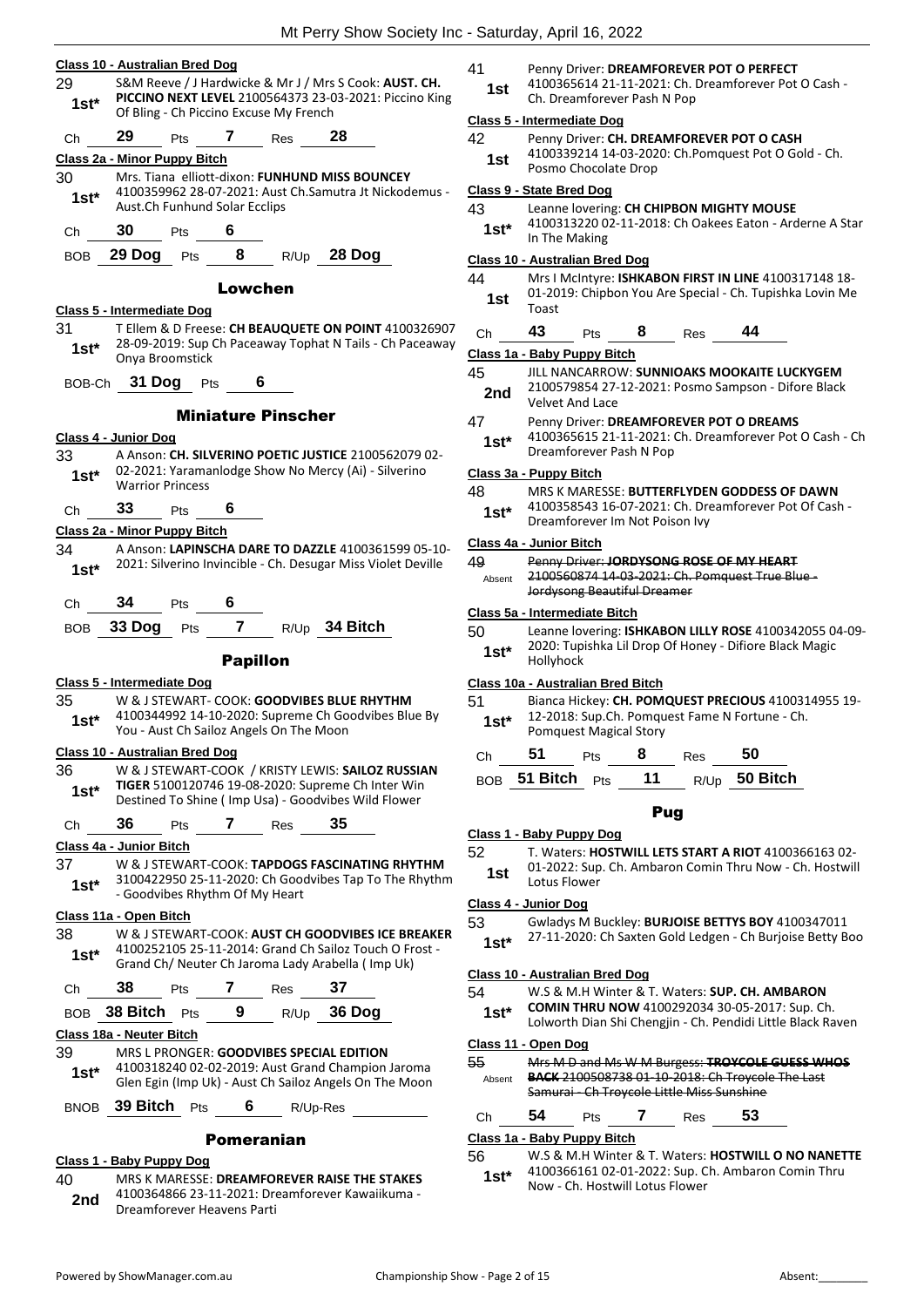**Class 10 - Australian Bred Dog**

29 — 1st* — S&M Reeve / J Hardwicke & Mr J / Mrs S Cook: **AUST. CH. PICCINO NEXT LEVEL** 2100564373 23-03-2021: Piccino King Of Bling - Ch Piccino Excuse My French

Ch **29** Pts **7** Res **28**

**Class 2a - Minor Puppy Bitch**

30 — 1st* — Mrs. Tiana elliott-dixon: **FUNHUND MISS BOUNCEY** 4100359962 28-07-2021: Aust Ch.Samutra Jt Nickodemus - Aust.Ch Funhund Solar Ecclips

Ch **30** Pts **6**

BOB **29 Dog** Pts **8** R/Up **28 Dog**

## Lowchen

**Class 5 - Intermediate Dog**

31 — 1st* — T Ellem & D Freese: **CH BEAUQUETE ON POINT** 4100326907 28-09-2019: Sup Ch Paceaway Tophat N Tails - Ch Paceaway Onya Broomstick

BOB-Ch **31 Dog** Pts **6**

## Miniature Pinscher

**Class 4 - Junior Dog**

33 — 1st* — A Anson: **CH. SILVERINO POETIC JUSTICE** 2100562079 02-02-2021: Yaramanlodge Show No Mercy (Ai) - Silverino Warrior Princess

Ch **33** Pts **6**

**Class 2a - Minor Puppy Bitch**

34 — 1st* — A Anson: **LAPINSCHA DARE TO DAZZLE** 4100361599 05-10-2021: Silverino Invincible - Ch. Desugar Miss Violet Deville

Ch **34** Pts **6**

BOB **33 Dog** Pts **7** R/Up **34 Bitch**

## Papillon

**Class 5 - Intermediate Dog**

35 — 1st* — W & J STEWART- COOK: **GOODVIBES BLUE RHYTHM** 4100344992 14-10-2020: Supreme Ch Goodvibes Blue By You - Aust Ch Sailoz Angels On The Moon

**Class 10 - Australian Bred Dog**

36 — 1st* — W & J STEWART-COOK / KRISTY LEWIS: **SAILOZ RUSSIAN TIGER** 5100120746 19-08-2020: Supreme Ch Inter Win Destined To Shine ( Imp Usa) - Goodvibes Wild Flower

Ch **36** Pts **7** Res **35**

**Class 4a - Junior Bitch**

37 — 1st* — W & J STEWART-COOK: **TAPDOGS FASCINATING RHYTHM** 3100422950 25-11-2020: Ch Goodvibes Tap To The Rhythm - Goodvibes Rhythm Of My Heart

**Class 11a - Open Bitch**

38 — 1st* — W & J STEWART-COOK: **AUST CH GOODVIBES ICE BREAKER** 4100252105 25-11-2014: Grand Ch Sailoz Touch O Frost - Grand Ch/ Neuter Ch Jaroma Lady Arabella ( Imp Uk)

Ch **38** Pts **7** Res **37**

BOB **38 Bitch** Pts **9** R/Up **36 Dog**

**Class 18a - Neuter Bitch**

39 — 1st* — MRS L PRONGER: **GOODVIBES SPECIAL EDITION** 4100318240 02-02-2019: Aust Grand Champion Jaroma Glen Egin (Imp Uk) - Aust Ch Sailoz Angels On The Moon

BNOB **39 Bitch** Pts **6** R/Up-Res

## Pomeranian

**Class 1 - Baby Puppy Dog**

40 — 2nd — MRS K MARESSE: **DREAMFOREVER RAISE THE STAKES** 4100364866 23-11-2021: Dreamforever Kawaiikuma - Dreamforever Heavens Parti

41 — 1st — Penny Driver: **DREAMFOREVER POT O PERFECT** 4100365614 21-11-2021: Ch. Dreamforever Pot O Cash - Ch. Dreamforever Pash N Pop

**Class 5 - Intermediate Dog**

42 — 1st — Penny Driver: **CH. DREAMFOREVER POT O CASH** 4100339214 14-03-2020: Ch.Pomquest Pot O Gold - Ch. Posmo Chocolate Drop

**Class 9 - State Bred Dog**

43 — 1st* — Leanne lovering: **CH CHIPBON MIGHTY MOUSE** 4100313220 02-11-2018: Ch Oakees Eaton - Arderne A Star In The Making

**Class 10 - Australian Bred Dog**

44 — 1st — Mrs I McIntyre: **ISHKABON FIRST IN LINE** 4100317148 18-01-2019: Chipbon You Are Special - Ch. Tupishka Lovin Me Toast

Ch **43** Pts **8** Res **44**

**Class 1a - Baby Puppy Bitch**

45 — 2nd — JILL NANCARROW: **SUNNIOAKS MOOKAITE LUCKYGEM** 2100579854 27-12-2021: Posmo Sampson - Difore Black Velvet And Lace

47 — 1st* — Penny Driver: **DREAMFOREVER POT O DREAMS** 4100365615 21-11-2021: Ch. Dreamforever Pot O Cash - Ch Dreamforever Pash N Pop

**Class 3a - Puppy Bitch**

48 — 1st* — MRS K MARESSE: **BUTTERFLYDEN GODDESS OF DAWN** 4100358543 16-07-2021: Ch. Dreamforever Pot Of Cash - Dreamforever Im Not Poison Ivy

**Class 4a - Junior Bitch**

49 — Absent — ~~Penny Driver: **JORDYSONG ROSE OF MY HEART** 2100560874 14-03-2021: Ch. Pomquest True Blue - Jordysong Beautiful Dreamer~~

**Class 5a - Intermediate Bitch**

50 — 1st* — Leanne lovering: **ISHKABON LILLY ROSE** 4100342055 04-09-2020: Tupishka Lil Drop Of Honey - Difiore Black Magic Hollyhock

**Class 10a - Australian Bred Bitch**

51 — 1st* — Bianca Hickey: **CH. POMQUEST PRECIOUS** 4100314955 19-12-2018: Sup.Ch. Pomquest Fame N Fortune - Ch. Pomquest Magical Story

Ch **51** Pts **8** Res **50**

BOB **51 Bitch** Pts **11** R/Up **50 Bitch**

## Pug

**Class 1 - Baby Puppy Dog**

52 — 1st — T. Waters: **HOSTWILL LETS START A RIOT** 4100366163 02-01-2022: Sup. Ch. Ambaron Comin Thru Now - Ch. Hostwill Lotus Flower

**Class 4 - Junior Dog**

53 — 1st* — Gwladys M Buckley: **BURJOISE BETTYS BOY** 4100347011 27-11-2020: Ch Saxten Gold Ledgen - Ch Burjoise Betty Boo

**Class 10 - Australian Bred Dog**

54 — 1st* — W.S & M.H Winter & T. Waters: **SUP. CH. AMBARON COMIN THRU NOW** 4100292034 30-05-2017: Sup. Ch. Lolworth Dian Shi Chengjin - Ch. Pendidi Little Black Raven

**Class 11 - Open Dog**

55 — Absent — ~~Mrs M D and Ms W M Burgess: **TROYCOLE GUESS WHOS BACK** 2100508738 01-10-2018: Ch Troycole The Last Samurai - Ch Troycole Little Miss Sunshine~~

Ch **54** Pts **7** Res **53**

**Class 1a - Baby Puppy Bitch**

56 — 1st* — W.S & M.H Winter & T. Waters: **HOSTWILL O NO NANETTE** 4100366161 02-01-2022: Sup. Ch. Ambaron Comin Thru Now - Ch. Hostwill Lotus Flower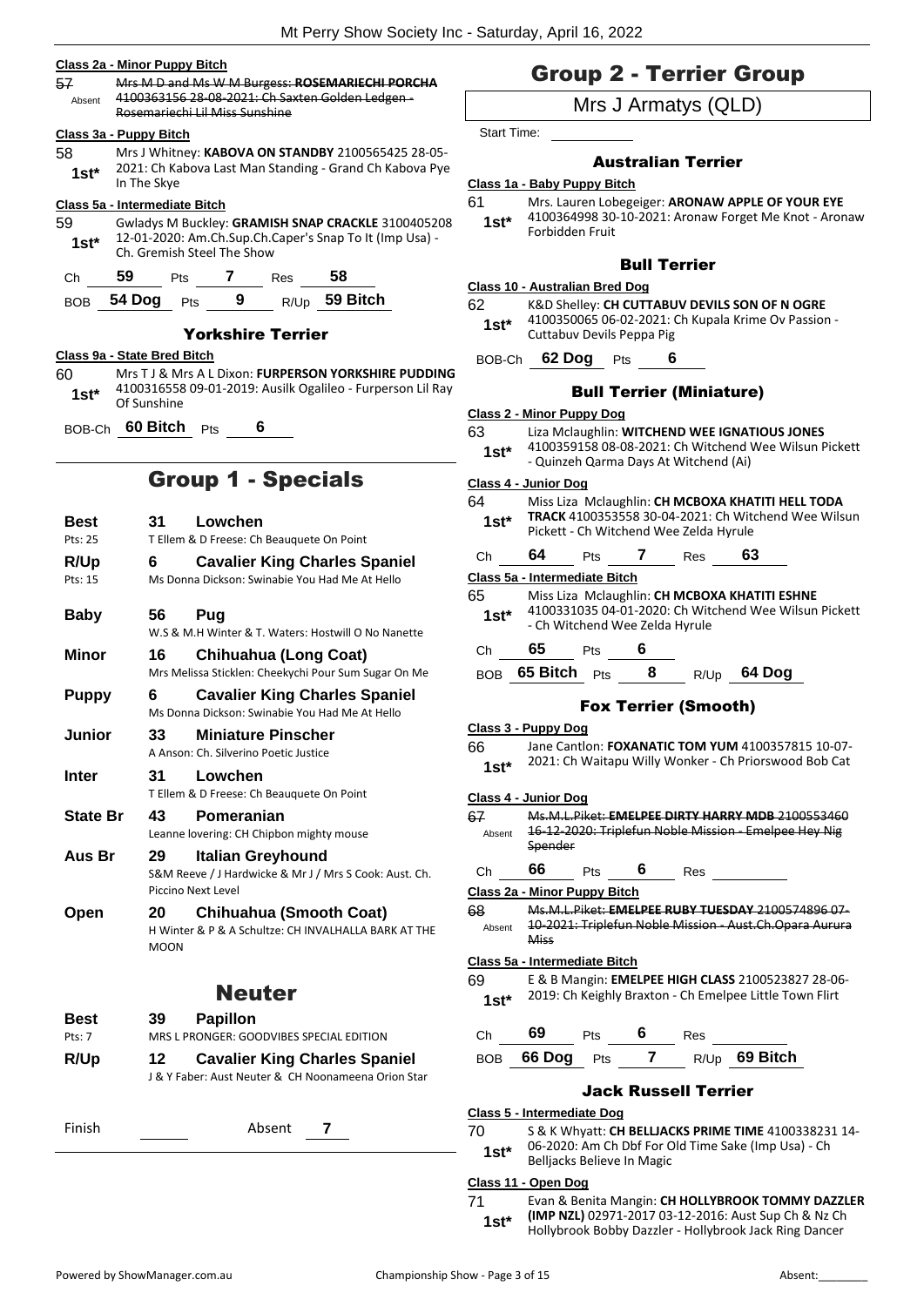#### Class 2a - Minor Puppy Bitch

57 Absent ~~Mrs M D and Ms W M Burgess: **ROSEMARIECHI PORCHA** 4100363156 28-08-2021: Ch Saxten Golden Ledgen - Rosemariechi Lil Miss Sunshine~~

#### Class 3a - Puppy Bitch

58 1st* Mrs J Whitney: **KABOVA ON STANDBY** 2100565425 28-05-2021: Ch Kabova Last Man Standing - Grand Ch Kabova Pye In The Skye

#### Class 5a - Intermediate Bitch

59 1st* Gwladys M Buckley: **GRAMISH SNAP CRACKLE** 3100405208 12-01-2020: Am.Ch.Sup.Ch.Caper's Snap To It (Imp Usa) - Ch. Gremish Steel The Show

Ch **59** Pts **7** Res **58**

BOB **54 Dog** Pts **9** R/Up **59 Bitch**

### Yorkshire Terrier

#### Class 9a - State Bred Bitch

60 1st* Mrs T J & Mrs A L Dixon: **FURPERSON YORKSHIRE PUDDING** 4100316558 09-01-2019: Ausilk Ogalileo - Furperson Lil Ray Of Sunshine

BOB-Ch **60 Bitch** Pts **6**

## Group 1 - Specials

| | | | |
|---|---|---|---|
| **Best** (Pts: 25) | 31 | **Lowchen** | T Ellem & D Freese: Ch Beauquete On Point |
| **R/Up** (Pts: 15) | 6 | **Cavalier King Charles Spaniel** | Ms Donna Dickson: Swinabie You Had Me At Hello |
| **Baby** | 56 | **Pug** | W.S & M.H Winter & T. Waters: Hostwill O No Nanette |
| **Minor** | 16 | **Chihuahua (Long Coat)** | Mrs Melissa Sticklen: Cheekychi Pour Sum Sugar On Me |
| **Puppy** | 6 | **Cavalier King Charles Spaniel** | Ms Donna Dickson: Swinabie You Had Me At Hello |
| **Junior** | 33 | **Miniature Pinscher** | A Anson: Ch. Silverino Poetic Justice |
| **Inter** | 31 | **Lowchen** | T Ellem & D Freese: Ch Beauquete On Point |
| **State Br** | 43 | **Pomeranian** | Leanne lovering: CH Chipbon mighty mouse |
| **Aus Br** | 29 | **Italian Greyhound** | S&M Reeve / J Hardwicke & Mr J / Mrs S Cook: Aust. Ch. Piccino Next Level |
| **Open** | 20 | **Chihuahua (Smooth Coat)** | H Winter & P & A Schultze: CH INVALHALLA BARK AT THE MOON |

## Neuter

| | | | |
|---|---|---|---|
| **Best** (Pts: 7) | 39 | **Papillon** | MRS L PRONGER: GOODVIBES SPECIAL EDITION |
| **R/Up** | 12 | **Cavalier King Charles Spaniel** | J & Y Faber: Aust Neuter & CH Noonameena Orion Star |

Finish ______ Absent **7**

## Group 2 - Terrier Group

Mrs J Armatys (QLD)

Start Time: ______

### Australian Terrier

#### Class 1a - Baby Puppy Bitch

61 1st* Mrs. Lauren Lobegeiger: **ARONAW APPLE OF YOUR EYE** 4100364998 30-10-2021: Aronaw Forget Me Knot - Aronaw Forbidden Fruit

### Bull Terrier

#### Class 10 - Australian Bred Dog

62 1st* K&D Shelley: **CH CUTTABUV DEVILS SON OF N OGRE** 4100350065 06-02-2021: Ch Kupala Krime Ov Passion - Cuttabuv Devils Peppa Pig

BOB-Ch **62 Dog** Pts **6**

### Bull Terrier (Miniature)

#### Class 2 - Minor Puppy Dog

63 1st* Liza Mclaughlin: **WITCHEND WEE IGNATIOUS JONES** 4100359158 08-08-2021: Ch Witchend Wee Wilsun Pickett - Quinzeh Qarma Days At Witchend (Ai)

#### Class 4 - Junior Dog

64 1st* Miss Liza Mclaughlin: **CH MCBOXA KHATITI HELL TODA TRACK** 4100353558 30-04-2021: Ch Witchend Wee Wilsun Pickett - Ch Witchend Wee Zelda Hyrule

Ch **64** Pts **7** Res **63**

#### Class 5a - Intermediate Bitch

65 1st* Miss Liza Mclaughlin: **CH MCBOXA KHATITI ESHNE** 4100331035 04-01-2020: Ch Witchend Wee Wilsun Pickett - Ch Witchend Wee Zelda Hyrule

Ch **65** Pts **6**

BOB **65 Bitch** Pts **8** R/Up **64 Dog**

### Fox Terrier (Smooth)

#### Class 3 - Puppy Dog

66 1st* Jane Cantlon: **FOXANATIC TOM YUM** 4100357815 10-07-2021: Ch Waitapu Willy Wonker - Ch Priorswood Bob Cat

#### Class 4 - Junior Dog

67 Absent ~~Ms.M.L.Piket: **EMELPEE DIRTY HARRY MDB** 2100553460 16-12-2020: Triplefun Noble Mission - Emelpee Hey Nig Spender~~

Ch **66** Pts **6** Res ______

#### Class 2a - Minor Puppy Bitch

68 Absent ~~Ms.M.L.Piket: **EMELPEE RUBY TUESDAY** 2100574896 07-10-2021: Triplefun Noble Mission - Aust.Ch.Opara Aurura Miss~~

#### Class 5a - Intermediate Bitch

69 1st* E & B Mangin: **EMELPEE HIGH CLASS** 2100523827 28-06-2019: Ch Keighly Braxton - Ch Emelpee Little Town Flirt

Ch **69** Pts **6** Res ______

BOB **66 Dog** Pts **7** R/Up **69 Bitch**

### Jack Russell Terrier

#### Class 5 - Intermediate Dog

70 1st* S & K Whyatt: **CH BELLJACKS PRIME TIME** 4100338231 14-06-2020: Am Ch Dbf For Old Time Sake (Imp Usa) - Ch Belljacks Believe In Magic

#### Class 11 - Open Dog

71 1st* Evan & Benita Mangin: **CH HOLLYBROOK TOMMY DAZZLER (IMP NZL)** 02971-2017 03-12-2016: Aust Sup Ch & Nz Ch Hollybrook Bobby Dazzler - Hollybrook Jack Ring Dancer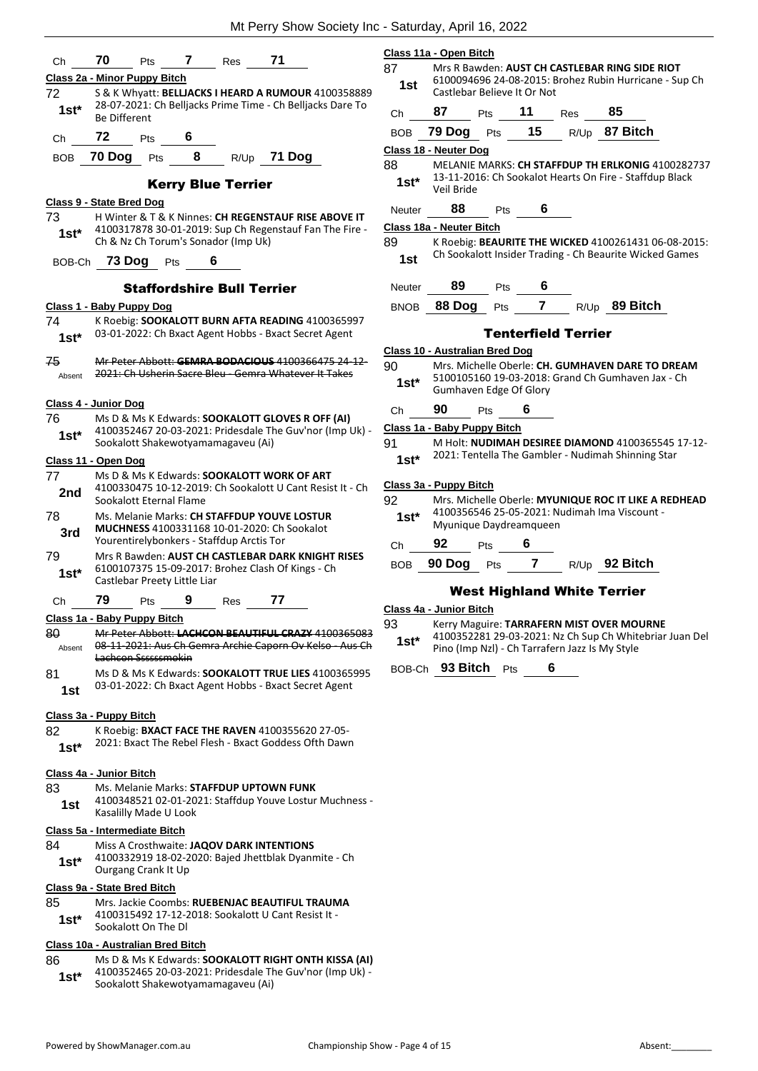| Ch | 70 | Pts | 7 | Res | 71 |
|---|---|---|---|---|---|

**Class 2a - Minor Puppy Bitch**

72 1st* S & K Whyatt: **BELLJACKS I HEARD A RUMOUR** 4100358889 28-07-2021: Ch Belljacks Prime Time - Ch Belljacks Dare To Be Different

| Ch | 72 | Pts | 6 |
|---|---|---|---|

| BOB | 70 Dog | Pts | 8 | R/Up | 71 Dog |
|---|---|---|---|---|---|

## Kerry Blue Terrier

**Class 9 - State Bred Dog**

73 1st* H Winter & T & K Ninnes: **CH REGENSTAUF RISE ABOVE IT** 4100317878 30-01-2019: Sup Ch Regenstauf Fan The Fire - Ch & Nz Ch Torum's Sonador (Imp Uk)

| BOB-Ch | 73 Dog | Pts | 6 |
|---|---|---|---|

## Staffordshire Bull Terrier

**Class 1 - Baby Puppy Dog**

74 1st* K Roebig: **SOOKALOTT BURN AFTA READING** 4100365997 03-01-2022: Ch Bxact Agent Hobbs - Bxact Secret Agent

75 Absent ~~Mr Peter Abbott: **GEMRA BODACIOUS** 4100366475 24-12-2021: Ch Usherin Sacre Bleu - Gemra Whatever It Takes~~

**Class 4 - Junior Dog**

76 1st* Ms D & Ms K Edwards: **SOOKALOTT GLOVES R OFF (AI)** 4100352467 20-03-2021: Pridesdale The Guv'nor (Imp Uk) - Sookalott Shakewotyamamagaveu (Ai)

**Class 11 - Open Dog**

77 2nd Ms D & Ms K Edwards: **SOOKALOTT WORK OF ART** 4100330475 10-12-2019: Ch Sookalott U Cant Resist It - Ch Sookalott Eternal Flame

78 3rd Ms. Melanie Marks: **CH STAFFDUP YOUVE LOSTUR MUCHNESS** 4100331168 10-01-2020: Ch Sookalot Yourentirelybonkers - Staffdup Arctis Tor

79 1st* Mrs R Bawden: **AUST CH CASTLEBAR DARK KNIGHT RISES** 6100107375 15-09-2017: Brohez Clash Of Kings - Ch Castlebar Preety Little Liar

| Ch | 79 | Pts | 9 | Res | 77 |
|---|---|---|---|---|---|

**Class 1a - Baby Puppy Bitch**

80 Absent ~~Mr Peter Abbott: **LACHCON BEAUTIFUL CRAZY** 4100365083 08-11-2021: Aus Ch Gemra Archie Caporn Ov Kelso - Aus Ch Lachcon Ssssssmokin~~

81 1st Ms D & Ms K Edwards: **SOOKALOTT TRUE LIES** 4100365995 03-01-2022: Ch Bxact Agent Hobbs - Bxact Secret Agent

**Class 3a - Puppy Bitch**

82 1st* K Roebig: **BXACT FACE THE RAVEN** 4100355620 27-05-2021: Bxact The Rebel Flesh - Bxact Goddess Ofth Dawn

**Class 4a - Junior Bitch**

83 1st Ms. Melanie Marks: **STAFFDUP UPTOWN FUNK** 4100348521 02-01-2021: Staffdup Youve Lostur Muchness - Kasalilly Made U Look

**Class 5a - Intermediate Bitch**

84 1st* Miss A Crosthwaite: **JAQOV DARK INTENTIONS** 4100332919 18-02-2020: Bajed Jhettblak Dyanmite - Ch Ourgang Crank It Up

**Class 9a - State Bred Bitch**

85 1st* Mrs. Jackie Coombs: **RUEBENJAC BEAUTIFUL TRAUMA** 4100315492 17-12-2018: Sookalott U Cant Resist It - Sookalott On The Dl

**Class 10a - Australian Bred Bitch**

86 1st* Ms D & Ms K Edwards: **SOOKALOTT RIGHT ONTH KISSA (AI)** 4100352465 20-03-2021: Pridesdale The Guv'nor (Imp Uk) - Sookalott Shakewotyamamagaveu (Ai)

**Class 11a - Open Bitch**

87 1st Mrs R Bawden: **AUST CH CASTLEBAR RING SIDE RIOT** 6100094696 24-08-2015: Brohez Rubin Hurricane - Sup Ch Castlebar Believe It Or Not

| Ch | 87 | Pts | 11 | Res | 85 |
|---|---|---|---|---|---|

| BOB | 79 Dog | Pts | 15 | R/Up | 87 Bitch |
|---|---|---|---|---|---|

**Class 18 - Neuter Dog**

88 1st* MELANIE MARKS: **CH STAFFDUP TH ERLKONIG** 4100282737 13-11-2016: Ch Sookalot Hearts On Fire - Staffdup Black Veil Bride

| Neuter | 88 | Pts | 6 |
|---|---|---|---|

**Class 18a - Neuter Bitch**

89 1st K Roebig: **BEAURITE THE WICKED** 4100261431 06-08-2015: Ch Sookalott Insider Trading - Ch Beaurite Wicked Games

| Neuter | 89 | Pts | 6 |
|---|---|---|---|

| BNOB | 88 Dog | Pts | 7 | R/Up | 89 Bitch |
|---|---|---|---|---|---|

## Tenterfield Terrier

**Class 10 - Australian Bred Dog**

90 1st* Mrs. Michelle Oberle: **CH. GUMHAVEN DARE TO DREAM** 5100105160 19-03-2018: Grand Ch Gumhaven Jax - Ch Gumhaven Edge Of Glory

| Ch | 90 | Pts | 6 |
|---|---|---|---|

**Class 1a - Baby Puppy Bitch**

91 1st* M Holt: **NUDIMAH DESIREE DIAMOND** 4100365545 17-12-2021: Tentella The Gambler - Nudimah Shinning Star

**Class 3a - Puppy Bitch**

92 1st* Mrs. Michelle Oberle: **MYUNIQUE ROC IT LIKE A REDHEAD** 4100356546 25-05-2021: Nudimah Ima Viscount - Myunique Daydreamqueen

| Ch | 92 | Pts | 6 |
|---|---|---|---|

| BOB | 90 Dog | Pts | 7 | R/Up | 92 Bitch |
|---|---|---|---|---|---|

## West Highland White Terrier

**Class 4a - Junior Bitch**

93 1st* Kerry Maguire: **TARRAFERN MIST OVER MOURNE** 4100352281 29-03-2021: Nz Ch Sup Ch Whitebriar Juan Del Pino (Imp Nzl) - Ch Tarrafern Jazz Is My Style

| BOB-Ch | 93 Bitch | Pts | 6 |
|---|---|---|---|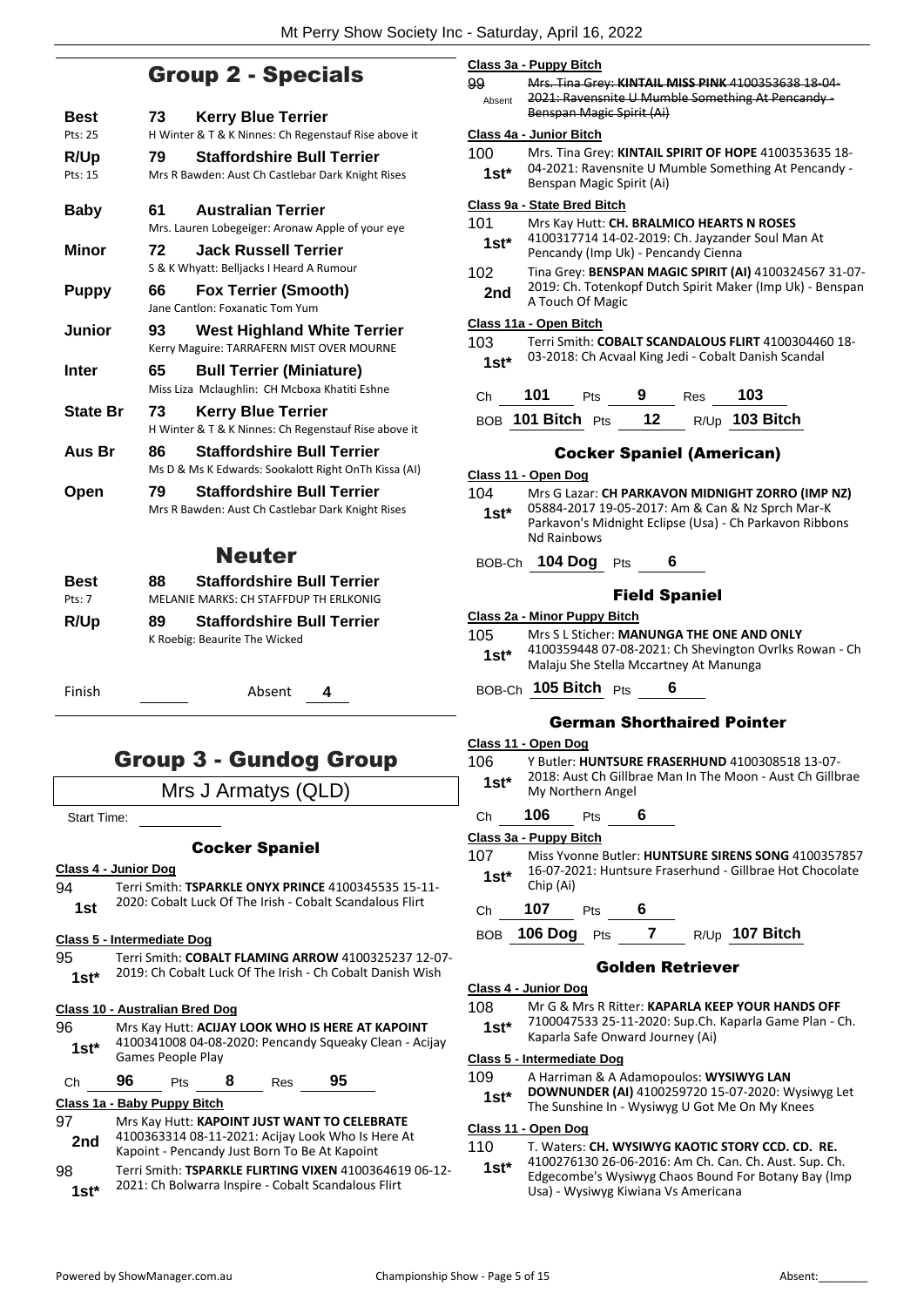## Group 2 - Specials

**Best** 73 **Kerry Blue Terrier**
Pts: 25 — H Winter & T & K Ninnes: Ch Regenstauf Rise above it

**R/Up** 79 **Staffordshire Bull Terrier**
Pts: 15 — Mrs R Bawden: Aust Ch Castlebar Dark Knight Rises

**Baby** 61 **Australian Terrier**
Mrs. Lauren Lobegeiger: Aronaw Apple of your eye

**Minor** 72 **Jack Russell Terrier**
S & K Whyatt: Belljacks I Heard A Rumour

**Puppy** 66 **Fox Terrier (Smooth)**
Jane Cantlon: Foxanatic Tom Yum

**Junior** 93 **West Highland White Terrier**
Kerry Maguire: TARRAFERN MIST OVER MOURNE

**Inter** 65 **Bull Terrier (Miniature)**
Miss Liza Mclaughlin: CH Mcboxa Khatiti Eshne

**State Br** 73 **Kerry Blue Terrier**
H Winter & T & K Ninnes: Ch Regenstauf Rise above it

**Aus Br** 86 **Staffordshire Bull Terrier**
Ms D & Ms K Edwards: Sookalott Right OnTh Kissa (AI)

**Open** 79 **Staffordshire Bull Terrier**
Mrs R Bawden: Aust Ch Castlebar Dark Knight Rises

## Neuter

**Best** 88 **Staffordshire Bull Terrier**
Pts: 7 — MELANIE MARKS: CH STAFFDUP TH ERLKONIG

**R/Up** 89 **Staffordshire Bull Terrier**
K Roebig: Beaurite The Wicked

Finish ______ Absent 4

## Group 3 - Gundog Group

Mrs J Armatys (QLD)

Start Time: ______

### Cocker Spaniel

**Class 4 - Junior Dog**

94 — **1st** — Terri Smith: **TSPARKLE ONYX PRINCE** 4100345535 15-11-2020: Cobalt Luck Of The Irish - Cobalt Scandalous Flirt

**Class 5 - Intermediate Dog**

95 — **1st*** — Terri Smith: **COBALT FLAMING ARROW** 4100325237 12-07-2019: Ch Cobalt Luck Of The Irish - Ch Cobalt Danish Wish

**Class 10 - Australian Bred Dog**

96 — **1st*** — Mrs Kay Hutt: **ACIJAY LOOK WHO IS HERE AT KAPOINT** 4100341008 04-08-2020: Pencandy Squeaky Clean - Acijay Games People Play

Ch 96 Pts 8 Res 95

**Class 1a - Baby Puppy Bitch**

97 — **2nd** — Mrs Kay Hutt: **KAPOINT JUST WANT TO CELEBRATE** 4100363314 08-11-2021: Acijay Look Who Is Here At Kapoint - Pencandy Just Born To Be At Kapoint

98 — **1st*** — Terri Smith: **TSPARKLE FLIRTING VIXEN** 4100364619 06-12-2021: Ch Bolwarra Inspire - Cobalt Scandalous Flirt

**Class 3a - Puppy Bitch**

~~99 — Absent — Mrs. Tina Grey: **KINTAIL MISS PINK** 4100353638 18-04-2021: Ravensnite U Mumble Something At Pencandy - Benspan Magic Spirit (Ai)~~

**Class 4a - Junior Bitch**

100 — **1st*** — Mrs. Tina Grey: **KINTAIL SPIRIT OF HOPE** 4100353635 18-04-2021: Ravensnite U Mumble Something At Pencandy - Benspan Magic Spirit (Ai)

**Class 9a - State Bred Bitch**

101 — **1st*** — Mrs Kay Hutt: **CH. BRALMICO HEARTS N ROSES** 4100317714 14-02-2019: Ch. Jayzander Soul Man At Pencandy (Imp Uk) - Pencandy Cienna

102 — **2nd** — Tina Grey: **BENSPAN MAGIC SPIRIT (AI)** 4100324567 31-07-2019: Ch. Totenkopf Dutch Spirit Maker (Imp Uk) - Benspan A Touch Of Magic

**Class 11a - Open Bitch**

103 — **1st*** — Terri Smith: **COBALT SCANDALOUS FLIRT** 4100304460 18-03-2018: Ch Acvaal King Jedi - Cobalt Danish Scandal

Ch 101 Pts 9 Res 103

BOB 101 Bitch Pts 12 R/Up 103 Bitch

### Cocker Spaniel (American)

**Class 11 - Open Dog**

104 — **1st*** — Mrs G Lazar: **CH PARKAVON MIDNIGHT ZORRO (IMP NZ)** 05884-2017 19-05-2017: Am & Can & Nz Sprch Mar-K Parkavon's Midnight Eclipse (Usa) - Ch Parkavon Ribbons Nd Rainbows

BOB-Ch 104 Dog Pts 6

### Field Spaniel

**Class 2a - Minor Puppy Bitch**

105 — **1st*** — Mrs S L Sticher: **MANUNGA THE ONE AND ONLY** 4100359448 07-08-2021: Ch Shevington Ovrlks Rowan - Ch Malaju She Stella Mccartney At Manunga

BOB-Ch 105 Bitch Pts 6

### German Shorthaired Pointer

**Class 11 - Open Dog**

106 — **1st*** — Y Butler: **HUNTSURE FRASERHUND** 4100308518 13-07-2018: Aust Ch Gillbrae Man In The Moon - Aust Ch Gillbrae My Northern Angel

Ch 106 Pts 6

**Class 3a - Puppy Bitch**

107 — **1st*** — Miss Yvonne Butler: **HUNTSURE SIRENS SONG** 4100357857 16-07-2021: Huntsure Fraserhund - Gillbrae Hot Chocolate Chip (Ai)

Ch 107 Pts 6

BOB 106 Dog Pts 7 R/Up 107 Bitch

### Golden Retriever

**Class 4 - Junior Dog**

108 — **1st*** — Mr G & Mrs R Ritter: **KAPARLA KEEP YOUR HANDS OFF** 7100047533 25-11-2020: Sup.Ch. Kaparla Game Plan - Ch. Kaparla Safe Onward Journey (Ai)

**Class 5 - Intermediate Dog**

109 — **1st*** — A Harriman & A Adamopoulos: **WYSIWYG LAN DOWNUNDER (AI)** 4100259720 15-07-2020: Wysiwyg Let The Sunshine In - Wysiwyg U Got Me On My Knees

**Class 11 - Open Dog**

110 — **1st*** — T. Waters: **CH. WYSIWYG KAOTIC STORY CCD. CD. RE.** 4100276130 26-06-2016: Am Ch. Can. Ch. Aust. Sup. Ch. Edgecombe's Wysiwyg Chaos Bound For Botany Bay (Imp Usa) - Wysiwyg Kiwiana Vs Americana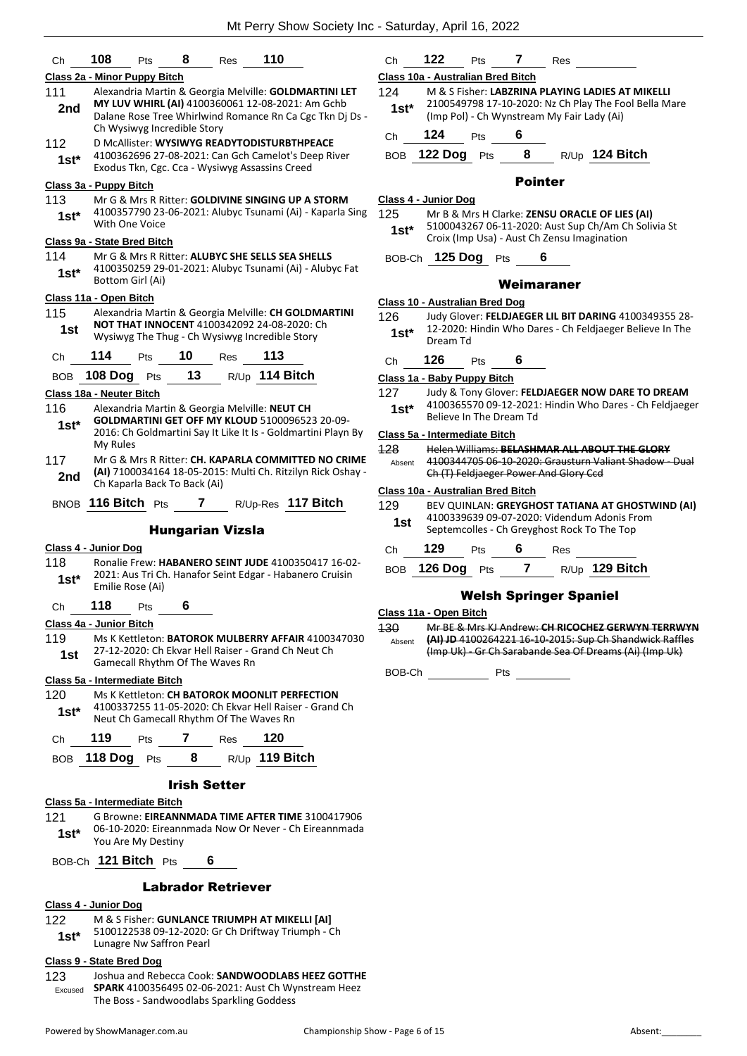Ch **108** Pts **8** Res **110**

**Class 2a - Minor Puppy Bitch**

111 — **2nd** — Alexandria Martin & Georgia Melville: **GOLDMARTINI LET MY LUV WHIRL (AI)** 4100360061 12-08-2021: Am Gchb Dalane Rose Tree Whirlwind Romance Rn Ca Cgc Tkn Dj Ds - Ch Wysiwyg Incredible Story

112 — **1st*** — D McAllister: **WYSIWYG READYTODISTURBTHPEACE** 4100362696 27-08-2021: Can Gch Camelot's Deep River Exodus Tkn, Cgc. Cca - Wysiwyg Assassins Creed

**Class 3a - Puppy Bitch**

113 — **1st*** — Mr G & Mrs R Ritter: **GOLDIVINE SINGING UP A STORM** 4100357790 23-06-2021: Alubyc Tsunami (Ai) - Kaparla Sing With One Voice

**Class 9a - State Bred Bitch**

114 — **1st*** — Mr G & Mrs R Ritter: **ALUBYC SHE SELLS SEA SHELLS** 4100350259 29-01-2021: Alubyc Tsunami (Ai) - Alubyc Fat Bottom Girl (Ai)

**Class 11a - Open Bitch**

115 — **1st** — Alexandria Martin & Georgia Melville: **CH GOLDMARTINI NOT THAT INNOCENT** 4100342092 24-08-2020: Ch Wysiwyg The Thug - Ch Wysiwyg Incredible Story

Ch **114** Pts **10** Res **113**

BOB **108 Dog** Pts **13** R/Up **114 Bitch**

**Class 18a - Neuter Bitch**

116 — **1st*** — Alexandria Martin & Georgia Melville: **NEUT CH GOLDMARTINI GET OFF MY KLOUD** 5100096523 20-09-2016: Ch Goldmartini Say It Like It Is - Goldmartini Playn By My Rules

117 — **2nd** — Mr G & Mrs R Ritter: **CH. KAPARLA COMMITTED NO CRIME (AI)** 7100034164 18-05-2015: Multi Ch. Ritzilyn Rick Oshay - Ch Kaparla Back To Back (Ai)

BNOB **116 Bitch** Pts **7** R/Up-Res **117 Bitch**

## Hungarian Vizsla

**Class 4 - Junior Dog**

118 — **1st*** — Ronalie Frew: **HABANERO SEINT JUDE** 4100350417 16-02-2021: Aus Tri Ch. Hanafor Seint Edgar - Habanero Cruisin Emilie Rose (Ai)

Ch **118** Pts **6**

**Class 4a - Junior Bitch**

119 — **1st** — Ms K Kettleton: **BATOROK MULBERRY AFFAIR** 4100347030 27-12-2020: Ch Ekvar Hell Raiser - Grand Ch Neut Ch Gamecall Rhythm Of The Waves Rn

**Class 5a - Intermediate Bitch**

120 — **1st*** — Ms K Kettleton: **CH BATOROK MOONLIT PERFECTION** 4100337255 11-05-2020: Ch Ekvar Hell Raiser - Grand Ch Neut Ch Gamecall Rhythm Of The Waves Rn

Ch **119** Pts **7** Res **120**

BOB **118 Dog** Pts **8** R/Up **119 Bitch**

## Irish Setter

**Class 5a - Intermediate Bitch**

121 — **1st*** — G Browne: **EIREANNMADA TIME AFTER TIME** 3100417906 06-10-2020: Eireannmada Now Or Never - Ch Eireannmada You Are My Destiny

BOB-Ch **121 Bitch** Pts **6**

## Labrador Retriever

**Class 4 - Junior Dog**

122 — **1st*** — M & S Fisher: **GUNLANCE TRIUMPH AT MIKELLI [AI]** 5100122538 09-12-2020: Gr Ch Driftway Triumph - Ch Lunagre Nw Saffron Pearl

**Class 9 - State Bred Dog**

123 — Excused — Joshua and Rebecca Cook: **SANDWOODLABS HEEZ GOTTHE SPARK** 4100356495 02-06-2021: Aust Ch Wynstream Heez The Boss - Sandwoodlabs Sparkling Goddess

Ch **122** Pts **7** Res

**Class 10a - Australian Bred Bitch**

124 — **1st*** — M & S Fisher: **LABZRINA PLAYING LADIES AT MIKELLI** 2100549798 17-10-2020: Nz Ch Play The Fool Bella Mare (Imp Pol) - Ch Wynstream My Fair Lady (Ai)

Ch **124** Pts **6**

BOB **122 Dog** Pts **8** R/Up **124 Bitch**

## Pointer

**Class 4 - Junior Dog**

125 — **1st*** — Mr B & Mrs H Clarke: **ZENSU ORACLE OF LIES (AI)** 5100043267 06-11-2020: Aust Sup Ch/Am Ch Solivia St Croix (Imp Usa) - Aust Ch Zensu Imagination

BOB-Ch **125 Dog** Pts **6**

## Weimaraner

**Class 10 - Australian Bred Dog**

126 — **1st*** — Judy Glover: **FELDJAEGER LIL BIT DARING** 4100349355 28-12-2020: Hindin Who Dares - Ch Feldjaeger Believe In The Dream Td

Ch **126** Pts **6**

**Class 1a - Baby Puppy Bitch**

127 — **1st*** — Judy & Tony Glover: **FELDJAEGER NOW DARE TO DREAM** 4100365570 09-12-2021: Hindin Who Dares - Ch Feldjaeger Believe In The Dream Td

**Class 5a - Intermediate Bitch**

~~128~~ — Absent — ~~Helen Williams: **BELASHMAR ALL ABOUT THE GLORY** 4100344705 06-10-2020: Grausturn Valiant Shadow - Dual Ch (T) Feldjaeger Power And Glory Ccd~~

**Class 10a - Australian Bred Bitch**

129 — **1st** — BEV QUINLAN: **GREYGHOST TATIANA AT GHOSTWIND (AI)** 4100339639 09-07-2020: Videndum Adonis From Septemcolles - Ch Greyghost Rock To The Top

Ch **129** Pts **6** Res

BOB **126 Dog** Pts **7** R/Up **129 Bitch**

## Welsh Springer Spaniel

**Class 11a - Open Bitch**

~~130~~ — Absent — ~~Mr BE & Mrs KJ Andrew: **CH RICOCHEZ GERWYN TERRWYN (AI) JD** 4100264221 16-10-2015: Sup Ch Shandwick Raffles (Imp Uk) - Gr Ch Sarabande Sea Of Dreams (Ai) (Imp Uk)~~

BOB-Ch Pts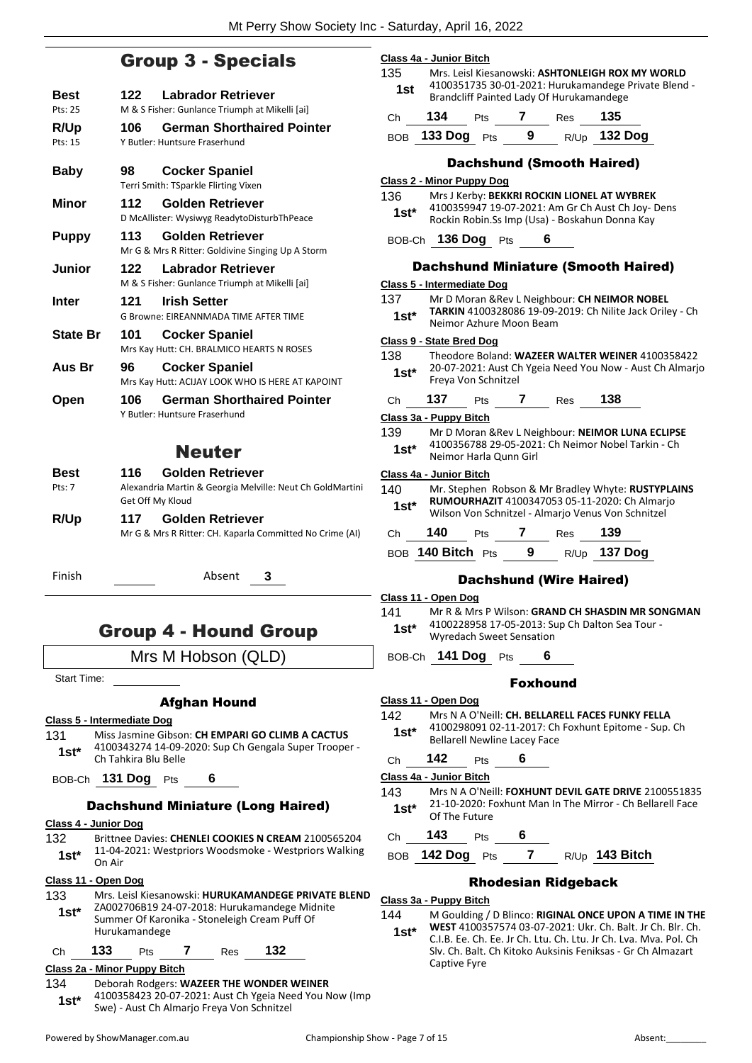## Group 3 - Specials

**Best** 122 **Labrador Retriever**
Pts: 25 M & S Fisher: Gunlance Triumph at Mikelli [ai]

**R/Up** 106 **German Shorthaired Pointer**
Pts: 15 Y Butler: Huntsure Fraserhund

**Baby** 98 **Cocker Spaniel**
Terri Smith: TSparkle Flirting Vixen

**Minor** 112 **Golden Retriever**
D McAllister: Wysiwyg ReadytoDisturbThPeace

**Puppy** 113 **Golden Retriever**
Mr G & Mrs R Ritter: Goldivine Singing Up A Storm

**Junior** 122 **Labrador Retriever**
M & S Fisher: Gunlance Triumph at Mikelli [ai]

**Inter** 121 **Irish Setter**
G Browne: EIREANNMADA TIME AFTER TIME

**State Br** 101 **Cocker Spaniel**
Mrs Kay Hutt: CH. BRALMICO HEARTS N ROSES

**Aus Br** 96 **Cocker Spaniel**
Mrs Kay Hutt: ACIJAY LOOK WHO IS HERE AT KAPOINT

**Open** 106 **German Shorthaired Pointer**
Y Butler: Huntsure Fraserhund

## Neuter

**Best** 116 **Golden Retriever**
Pts: 7 Alexandria Martin & Georgia Melville: Neut Ch GoldMartini Get Off My Kloud

**R/Up** 117 **Golden Retriever**
Mr G & Mrs R Ritter: CH. Kaparla Committed No Crime (AI)

Finish ______ Absent **3**

## Group 4 - Hound Group

Mrs M Hobson (QLD)

Start Time: ______

### Afghan Hound

**Class 5 - Intermediate Dog**

131 **1st*** Miss Jasmine Gibson: **CH EMPARI GO CLIMB A CACTUS** 4100343274 14-09-2020: Sup Ch Gengala Super Trooper - Ch Tahkira Blu Belle

BOB-Ch **131 Dog** Pts **6**

### Dachshund Miniature (Long Haired)

**Class 4 - Junior Dog**

132 **1st*** Brittnee Davies: **CHENLEI COOKIES N CREAM** 2100565204 11-04-2021: Westpriors Woodsmoke - Westpriors Walking On Air

**Class 11 - Open Dog**

133 **1st*** Mrs. Leisl Kiesanowski: **HURUKAMANDEGE PRIVATE BLEND** ZA002706B19 24-07-2018: Hurukamandege Midnite Summer Of Karonika - Stoneleigh Cream Puff Of Hurukamandege

Ch **133** Pts **7** Res **132**

**Class 2a - Minor Puppy Bitch**

134 **1st*** Deborah Rodgers: **WAZEER THE WONDER WEINER** 4100358423 20-07-2021: Aust Ch Ygeia Need You Now (Imp Swe) - Aust Ch Almarjo Freya Von Schnitzel

**Class 4a - Junior Bitch**

135 **1st** Mrs. Leisl Kiesanowski: **ASHTONLEIGH ROX MY WORLD** 4100351735 30-01-2021: Hurukamandege Private Blend - Brandcliff Painted Lady Of Hurukamandege

Ch **134** Pts **7** Res **135**

BOB **133 Dog** Pts **9** R/Up **132 Dog**

### Dachshund (Smooth Haired)

**Class 2 - Minor Puppy Dog**

136 **1st*** Mrs J Kerby: **BEKKRI ROCKIN LIONEL AT WYBREK** 4100359947 19-07-2021: Am Gr Ch Aust Ch Joy- Dens Rockin Robin.Ss Imp (Usa) - Boskahun Donna Kay

BOB-Ch **136 Dog** Pts **6**

### Dachshund Miniature (Smooth Haired)

**Class 5 - Intermediate Dog**

137 **1st*** Mr D Moran &Rev L Neighbour: **CH NEIMOR NOBEL TARKIN** 4100328086 19-09-2019: Ch Nilite Jack Oriley - Ch Neimor Azhure Moon Beam

**Class 9 - State Bred Dog**

138 **1st*** Theodore Boland: **WAZEER WALTER WEINER** 4100358422 20-07-2021: Aust Ch Ygeia Need You Now - Aust Ch Almarjo Freya Von Schnitzel

Ch **137** Pts **7** Res **138**

**Class 3a - Puppy Bitch**

139 **1st*** Mr D Moran &Rev L Neighbour: **NEIMOR LUNA ECLIPSE** 4100356788 29-05-2021: Ch Neimor Nobel Tarkin - Ch Neimor Harla Qunn Girl

**Class 4a - Junior Bitch**

140 **1st*** Mr. Stephen Robson & Mr Bradley Whyte: **RUSTYPLAINS RUMOURHAZIT** 4100347053 05-11-2020: Ch Almarjo Wilson Von Schnitzel - Almarjo Venus Von Schnitzel

Ch **140** Pts **7** Res **139**

BOB **140 Bitch** Pts **9** R/Up **137 Dog**

### Dachshund (Wire Haired)

**Class 11 - Open Dog**

141 **1st*** Mr R & Mrs P Wilson: **GRAND CH SHASDIN MR SONGMAN** 4100228958 17-05-2013: Sup Ch Dalton Sea Tour - Wyredach Sweet Sensation

BOB-Ch **141 Dog** Pts **6**

### Foxhound

**Class 11 - Open Dog**

142 **1st*** Mrs N A O'Neill: **CH. BELLARELL FACES FUNKY FELLA** 4100298091 02-11-2017: Ch Foxhunt Epitome - Sup. Ch Bellarell Newline Lacey Face

Ch **142** Pts **6**

**Class 4a - Junior Bitch**

143 **1st*** Mrs N A O'Neill: **FOXHUNT DEVIL GATE DRIVE** 2100551835 21-10-2020: Foxhunt Man In The Mirror - Ch Bellarell Face Of The Future

Ch **143** Pts **6**

BOB **142 Dog** Pts **7** R/Up **143 Bitch**

### Rhodesian Ridgeback

**Class 3a - Puppy Bitch**

144 **1st*** M Goulding / D Blinco: **RIGINAL ONCE UPON A TIME IN THE WEST** 4100357574 03-07-2021: Ukr. Ch. Balt. Jr Ch. Blr. Ch. C.I.B. Ee. Ch. Ee. Jr Ch. Ltu. Ch. Ltu. Jr Ch. Lva. Mva. Pol. Ch Slv. Ch. Balt. Ch Kitoko Auksinis Feniksas - Gr Ch Almazart Captive Fyre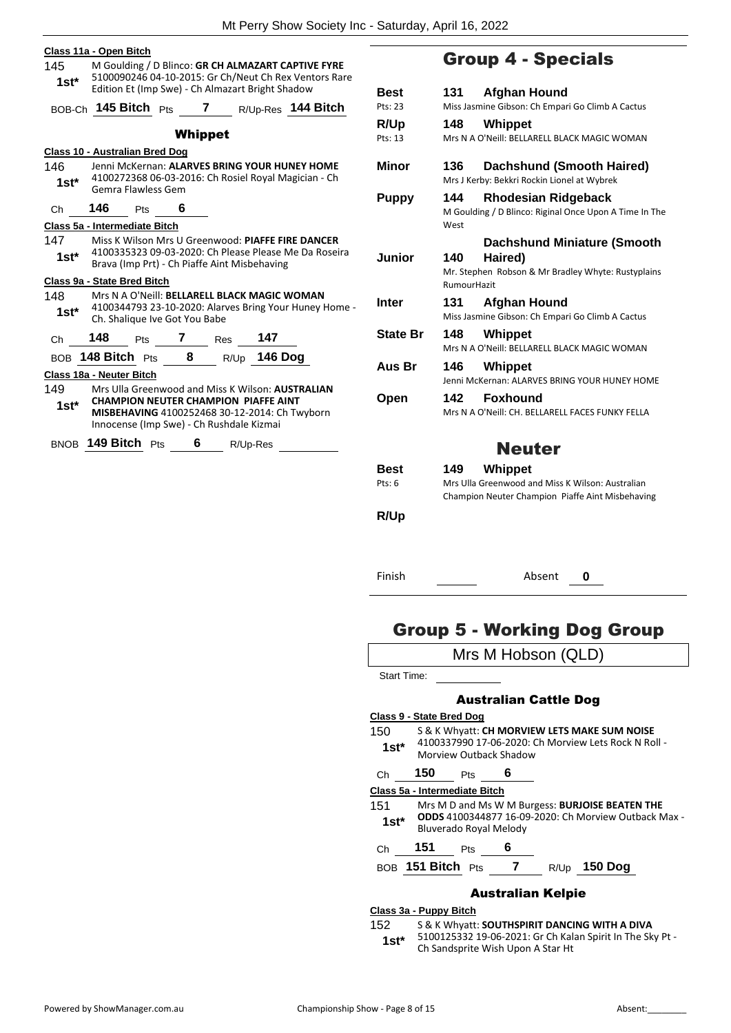**Class 11a - Open Bitch**

145 1st* M Goulding / D Blinco: **GR CH ALMAZART CAPTIVE FYRE** 5100090246 04-10-2015: Gr Ch/Neut Ch Rex Ventors Rare Edition Et (Imp Swe) - Ch Almazart Bright Shadow

BOB-Ch **145 Bitch** Pts **7** R/Up-Res **144 Bitch**

### Whippet

**Class 10 - Australian Bred Dog**

146 1st* Jenni McKernan: **ALARVES BRING YOUR HUNEY HOME** 4100272368 06-03-2016: Ch Rosiel Royal Magician - Ch Gemra Flawless Gem

Ch **146** Pts **6**

**Class 5a - Intermediate Bitch**

147 1st* Miss K Wilson Mrs U Greenwood: **PIAFFE FIRE DANCER** 4100335323 09-03-2020: Ch Please Please Me Da Roseira Brava (Imp Prt) - Ch Piaffe Aint Misbehaving

**Class 9a - State Bred Bitch**

148 1st* Mrs N A O'Neill: **BELLARELL BLACK MAGIC WOMAN** 4100344793 23-10-2020: Alarves Bring Your Huney Home - Ch. Shalique Ive Got You Babe

Ch **148** Pts **7** Res **147**

BOB **148 Bitch** Pts **8** R/Up **146 Dog**

**Class 18a - Neuter Bitch**

149 1st* Mrs Ulla Greenwood and Miss K Wilson: **AUSTRALIAN CHAMPION NEUTER CHAMPION PIAFFE AINT MISBEHAVING** 4100252468 30-12-2014: Ch Twyborn Innocense (Imp Swe) - Ch Rushdale Kizmai

BNOB **149 Bitch** Pts **6** R/Up-Res

## Group 4 - Specials

**Best** (Pts: 23) — **131 Afghan Hound** — Miss Jasmine Gibson: Ch Empari Go Climb A Cactus

**R/Up** (Pts: 13) — **148 Whippet** — Mrs N A O'Neill: BELLARELL BLACK MAGIC WOMAN

**Minor** — **136 Dachshund (Smooth Haired)** — Mrs J Kerby: Bekkri Rockin Lionel at Wybrek

**Puppy** — **144 Rhodesian Ridgeback** — M Goulding / D Blinco: Riginal Once Upon A Time In The West

**Junior** — **140 Dachshund Miniature (Smooth Haired)** — Mr. Stephen Robson & Mr Bradley Whyte: Rustyplains RumourHazit

**Inter** — **131 Afghan Hound** — Miss Jasmine Gibson: Ch Empari Go Climb A Cactus

**State Br** — **148 Whippet** — Mrs N A O'Neill: BELLARELL BLACK MAGIC WOMAN

**Aus Br** — **146 Whippet** — Jenni McKernan: ALARVES BRING YOUR HUNEY HOME

**Open** — **142 Foxhound** — Mrs N A O'Neill: CH. BELLARELL FACES FUNKY FELLA

## Neuter

**Best** (Pts: 6) — **149 Whippet** — Mrs Ulla Greenwood and Miss K Wilson: Australian Champion Neuter Champion Piaffe Aint Misbehaving

**R/Up**

Finish ______ Absent **0**

## Group 5 - Working Dog Group

Mrs M Hobson (QLD)

Start Time:

### Australian Cattle Dog

**Class 9 - State Bred Dog**

150 1st* S & K Whyatt: **CH MORVIEW LETS MAKE SUM NOISE** 4100337990 17-06-2020: Ch Morview Lets Rock N Roll - Morview Outback Shadow

Ch **150** Pts **6**

**Class 5a - Intermediate Bitch**

151 1st* Mrs M D and Ms W M Burgess: **BURJOISE BEATEN THE ODDS** 4100344877 16-09-2020: Ch Morview Outback Max - Bluverado Royal Melody

Ch **151** Pts **6**

BOB **151 Bitch** Pts **7** R/Up **150 Dog**

### Australian Kelpie

**Class 3a - Puppy Bitch**

152 1st* S & K Whyatt: **SOUTHSPIRIT DANCING WITH A DIVA** 5100125332 19-06-2021: Gr Ch Kalan Spirit In The Sky Pt - Ch Sandsprite Wish Upon A Star Ht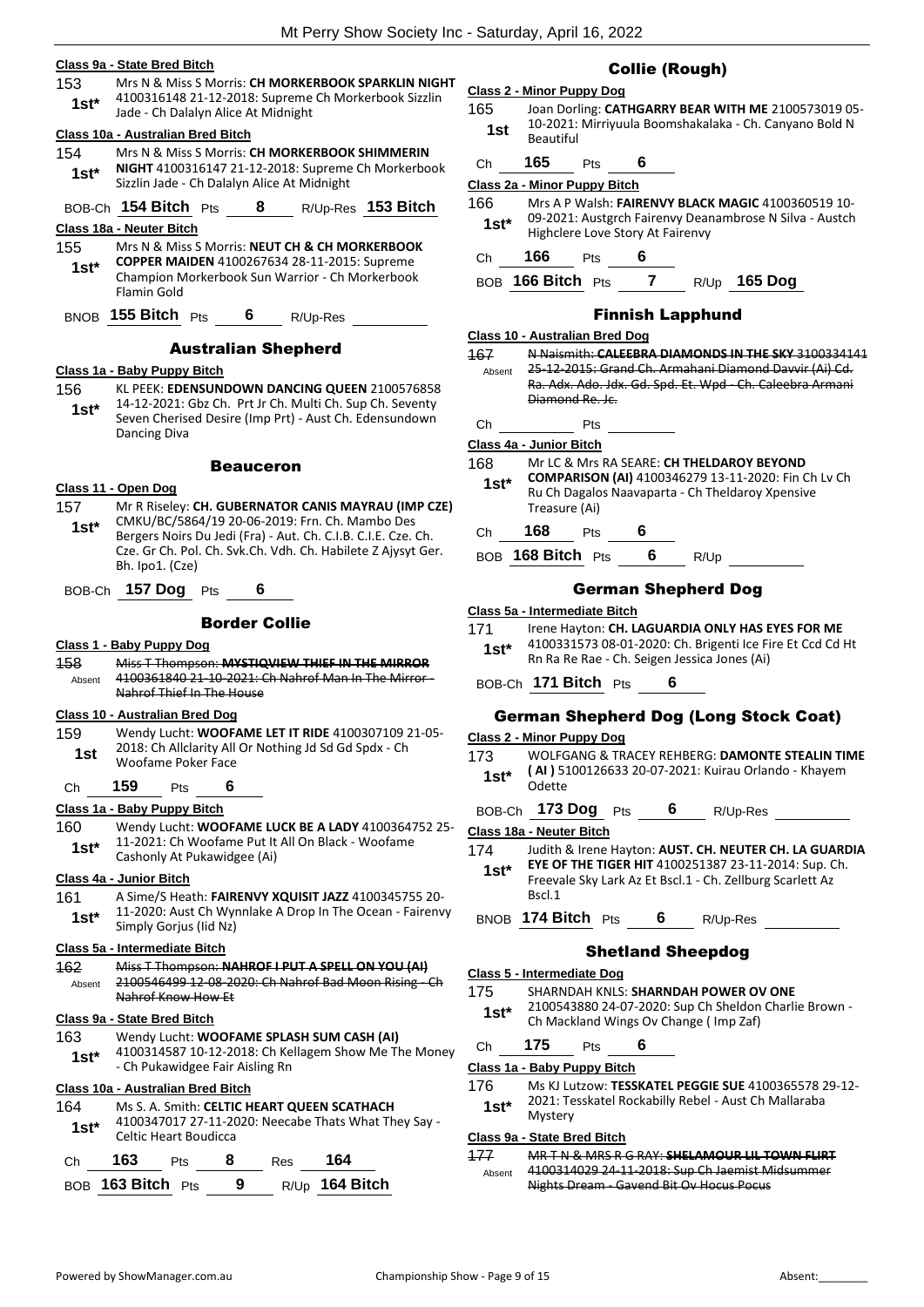#### Class 9a - State Bred Bitch

153 Mrs N & Miss S Morris: **CH MORKERBOOK SPARKLIN NIGHT** 4100316148 21-12-2018: Supreme Ch Morkerbook Sizzlin Jade - Ch Dalalyn Alice At Midnight
**1st***

#### Class 10a - Australian Bred Bitch

154 Mrs N & Miss S Morris: **CH MORKERBOOK SHIMMERIN NIGHT** 4100316147 21-12-2018: Supreme Ch Morkerbook Sizzlin Jade - Ch Dalalyn Alice At Midnight
**1st***

BOB-Ch **154 Bitch** Pts **8** R/Up-Res **153 Bitch**

#### Class 18a - Neuter Bitch

155 Mrs N & Miss S Morris: **NEUT CH & CH MORKERBOOK COPPER MAIDEN** 4100267634 28-11-2015: Supreme Champion Morkerbook Sun Warrior - Ch Morkerbook Flamin Gold
**1st***

BNOB **155 Bitch** Pts **6** R/Up-Res

### Australian Shepherd

#### Class 1a - Baby Puppy Bitch

156 KL PEEK: **EDENSUNDOWN DANCING QUEEN** 2100576858 14-12-2021: Gbz Ch. Prt Jr Ch. Multi Ch. Sup Ch. Seventy Seven Cherised Desire (Imp Prt) - Aust Ch. Edensundown Dancing Diva
**1st***

### Beauceron

#### Class 11 - Open Dog

157 Mr R Riseley: **CH. GUBERNATOR CANIS MAYRAU (IMP CZE)** CMKU/BC/5864/19 20-06-2019: Frn. Ch. Mambo Des Bergers Noirs Du Jedi (Fra) - Aut. Ch. C.I.B. C.I.E. Cze. Ch. Cze. Gr Ch. Pol. Ch. Svk.Ch. Vdh. Ch. Habilete Z Ajysyt Ger. Bh. Ipo1. (Cze)
**1st***

BOB-Ch **157 Dog** Pts **6**

### Border Collie

#### Class 1 - Baby Puppy Dog

158 ~~Miss T Thompson: **MYSTIQVIEW THIEF IN THE MIRROR** 4100361840 21-10-2021: Ch Nahrof Man In The Mirror - Nahrof Thief In The House~~
Absent

#### Class 10 - Australian Bred Dog

159 Wendy Lucht: **WOOFAME LET IT RIDE** 4100307109 21-05-2018: Ch Allclarity All Or Nothing Jd Sd Gd Spdx - Ch Woofame Poker Face
**1st**

Ch **159** Pts **6**

#### Class 1a - Baby Puppy Bitch

160 Wendy Lucht: **WOOFAME LUCK BE A LADY** 4100364752 25-11-2021: Ch Woofame Put It All On Black - Woofame Cashonly At Pukawidgee (Ai)
**1st***

#### Class 4a - Junior Bitch

161 A Sime/S Heath: **FAIRENVY XQUISIT JAZZ** 4100345755 20-11-2020: Aust Ch Wynnlake A Drop In The Ocean - Fairenvy Simply Gorjus (Iid Nz)
**1st***

#### Class 5a - Intermediate Bitch

162 ~~Miss T Thompson: **NAHROF I PUT A SPELL ON YOU (AI)** 2100546499 12-08-2020: Ch Nahrof Bad Moon Rising - Ch Nahrof Know How Et~~
Absent

#### Class 9a - State Bred Bitch

163 Wendy Lucht: **WOOFAME SPLASH SUM CASH (AI)** 4100314587 10-12-2018: Ch Kellagem Show Me The Money - Ch Pukawidgee Fair Aisling Rn
**1st***

#### Class 10a - Australian Bred Bitch

164 Ms S. A. Smith: **CELTIC HEART QUEEN SCATHACH** 4100347017 27-11-2020: Neecabe Thats What They Say - Celtic Heart Boudicca
**1st***

Ch **163** Pts **8** Res **164**

BOB **163 Bitch** Pts **9** R/Up **164 Bitch**

### Collie (Rough)

#### Class 2 - Minor Puppy Dog

165 Joan Dorling: **CATHGARRY BEAR WITH ME** 2100573019 05-10-2021: Mirriyuula Boomshakalaka - Ch. Canyano Bold N Beautiful
**1st**

Ch **165** Pts **6**

#### Class 2a - Minor Puppy Bitch

166 Mrs A P Walsh: **FAIRENVY BLACK MAGIC** 4100360519 10-09-2021: Austgrch Fairenvy Deanambrose N Silva - Austch Highclere Love Story At Fairenvy
**1st***

Ch **166** Pts **6**

BOB **166 Bitch** Pts **7** R/Up **165 Dog**

### Finnish Lapphund

#### Class 10 - Australian Bred Dog

167 ~~N Naismith: **CALEEBRA DIAMONDS IN THE SKY** 3100334141 25-12-2015: Grand Ch. Armahani Diamond Davvir (Ai) Cd. Ra. Adx. Ado. Jdx. Gd. Spd. Et. Wpd - Ch. Caleebra Armani Diamond Re. Jc.~~
Absent

Ch Pts

#### Class 4a - Junior Bitch

168 Mr LC & Mrs RA SEARE: **CH THELDAROY BEYOND COMPARISON (AI)** 4100346279 13-11-2020: Fin Ch Lv Ch Ru Ch Dagalos Naavaparta - Ch Theldaroy Xpensive Treasure (Ai)
**1st***

Ch **168** Pts **6**

BOB **168 Bitch** Pts **6** R/Up

### German Shepherd Dog

#### Class 5a - Intermediate Bitch

171 Irene Hayton: **CH. LAGUARDIA ONLY HAS EYES FOR ME** 4100331573 08-01-2020: Ch. Brigenti Ice Fire Et Ccd Cd Ht Rn Ra Re Rae - Ch. Seigen Jessica Jones (Ai)
**1st***

BOB-Ch **171 Bitch** Pts **6**

### German Shepherd Dog (Long Stock Coat)

#### Class 2 - Minor Puppy Dog

173 WOLFGANG & TRACEY REHBERG: **DAMONTE STEALIN TIME ( AI )** 5100126633 20-07-2021: Kuirau Orlando - Khayem Odette
**1st***

BOB-Ch **173 Dog** Pts **6** R/Up-Res

#### Class 18a - Neuter Bitch

174 Judith & Irene Hayton: **AUST. CH. NEUTER CH. LA GUARDIA EYE OF THE TIGER HIT** 4100251387 23-11-2014: Sup. Ch. Freevale Sky Lark Az Et Bscl.1 - Ch. Zellburg Scarlett Az Bscl.1
**1st***

BNOB **174 Bitch** Pts **6** R/Up-Res

### Shetland Sheepdog

#### Class 5 - Intermediate Dog

175 SHARNDAH KNLS: **SHARNDAH POWER OV ONE** 2100543880 24-07-2020: Sup Ch Sheldon Charlie Brown - Ch Mackland Wings Ov Change ( Imp Zaf)
**1st***

Ch **175** Pts **6**

#### Class 1a - Baby Puppy Bitch

176 Ms KJ Lutzow: **TESSKATEL PEGGIE SUE** 4100365578 29-12-2021: Tesskatel Rockabilly Rebel - Aust Ch Mallaraba Mystery
**1st***

#### Class 9a - State Bred Bitch

177 ~~MR T N & MRS R G RAY: **SHELAMOUR LIL TOWN FLIRT** 4100314029 24-11-2018: Sup Ch Jaemist Midsummer Nights Dream - Gavend Bit Ov Hocus Pocus~~
Absent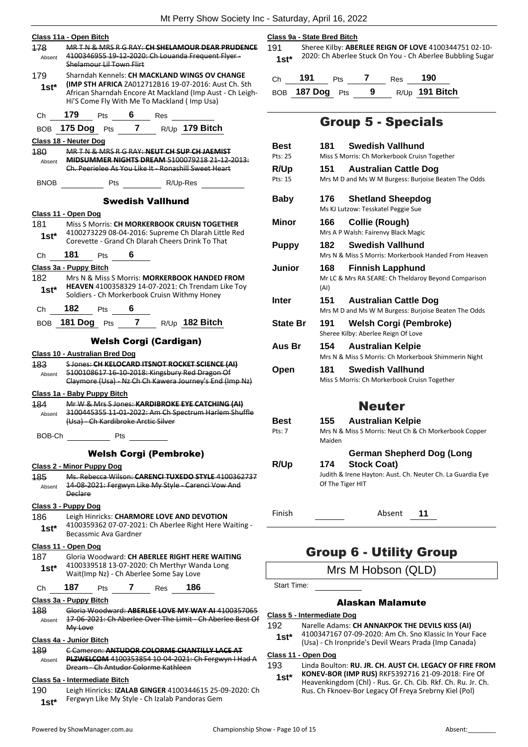### Class 11a - Open Bitch

178 Absent ~~MR T N & MRS R G RAY: CH SHELAMOUR DEAR PRUDENCE 4100346955 19-12-2020: Ch Louanda Frequent Flyer - Shelamour Lil Town Flirt~~

179 1st* Sharndah Kennels: **CH MACKLAND WINGS OV CHANGE (IMP STH AFRICA** ZA012712B16 19-07-2016: Aust Ch. Sth African Sharndah Encore At Mackland (Imp Aust - Ch Leigh-Hi'S Come Fly With Me To Mackland ( Imp Usa)

Ch 179 Pts 6 Res

BOB 175 Dog Pts 7 R/Up 179 Bitch

### Class 18 - Neuter Dog

180 Absent ~~MR T N & MRS R G RAY: NEUT CH SUP CH JAEMIST MIDSUMMER NIGHTS DREAM 5100079218 21-12-2013: Ch. Peerielee As You Like It - Ronashill Sweet Heart~~

BNOB Pts R/Up-Res

## Swedish Vallhund

### Class 11 - Open Dog

181 1st* Miss S Morris: **CH MORKERBOOK CRUISN TOGETHER** 4100273229 08-04-2016: Supreme Ch Dlarah Little Red Corevette - Grand Ch Dlarah Cheers Drink To That

Ch 181 Pts 6

### Class 3a - Puppy Bitch

182 1st* Mrs N & Miss S Morris: **MORKERBOOK HANDED FROM HEAVEN** 4100358329 14-07-2021: Ch Trendam Like Toy Soldiers - Ch Morkerbook Cruisn Withmy Honey

Ch 182 Pts 6

BOB 181 Dog Pts 7 R/Up 182 Bitch

## Welsh Corgi (Cardigan)

### Class 10 - Australian Bred Dog

183 Absent ~~S Jones: CH KELOCARD ITSNOT ROCKET SCIENCE (AI) 5100108617 16-10-2018: Kingsbury Red Dragon Of Claymore (Usa) - Nz Ch Ch Kawera Journey's End (Imp Nz)~~

### Class 1a - Baby Puppy Bitch

184 Absent ~~Mr W & Mrs S Jones: KARDIBROKE EYE CATCHING (AI) 3100445355 11-01-2022: Am Ch Spectrum Harlem Shuffle (Usa) - Ch Kardibroke Arctic Silver~~

BOB-Ch Pts

## Welsh Corgi (Pembroke)

### Class 2 - Minor Puppy Dog

185 Absent ~~Ms. Rebecca Wilson: CARENCI TUXEDO STYLE 4100362737 14-08-2021: Fergwyn Like My Style - Carenci Vow And Declare~~

### Class 3 - Puppy Dog

186 1st* Leigh Hinricks: **CHARMORE LOVE AND DEVOTION** 4100359362 07-07-2021: Ch Aberlee Right Here Waiting - Becassmic Ava Gardner

### Class 11 - Open Dog

187 1st* Gloria Woodward: **CH ABERLEE RIGHT HERE WAITING** 4100339518 13-07-2020: Ch Merthyr Wanda Long Wait(Imp Nz) - Ch Aberlee Some Say Love

Ch 187 Pts 7 Res 186

### Class 3a - Puppy Bitch

188 Absent ~~Gloria Woodward: ABERLEE LOVE MY WAY AI 4100357065 17-06-2021: Ch Aberlee Over The Limit - Ch Aberlee Best Of My Love~~

### Class 4a - Junior Bitch

189 Absent ~~C Cameron: ANTUDOR COLORME CHANTILLY LACE AT PLZWELCOM 4100353854 10-04-2021: Ch Fergwyn I Had A Dream - Ch Antudor Colorme Kathleen~~

### Class 5a - Intermediate Bitch

190 1st* Leigh Hinricks: **IZALAB GINGER** 4100344615 25-09-2020: Ch Fergwyn Like My Style - Ch Izalab Pandoras Gem

### Class 9a - State Bred Bitch

191 1st* Sheree Kilby: **ABERLEE REIGN OF LOVE** 4100344751 02-10-2020: Ch Aberlee Stuck On You - Ch Aberlee Bubbling Sugar

Ch 191 Pts 7 Res 190

BOB 187 Dog Pts 9 R/Up 191 Bitch

# Group 5 - Specials

| | | |
|---|---|---|
| **Best** Pts: 25 | 181 | **Swedish Vallhund** Miss S Morris: Ch Morkerbook Cruisn Together |
| **R/Up** Pts: 15 | 151 | **Australian Cattle Dog** Mrs M D and Ms W M Burgess: Burjoise Beaten The Odds |
| **Baby** | 176 | **Shetland Sheepdog** Ms KJ Lutzow: Tesskatel Peggie Sue |
| **Minor** | 166 | **Collie (Rough)** Mrs A P Walsh: Fairenvy Black Magic |
| **Puppy** | 182 | **Swedish Vallhund** Mrs N & Miss S Morris: Morkerbook Handed From Heaven |
| **Junior** | 168 | **Finnish Lapphund** Mr LC & Mrs RA SEARE: Ch Theldaroy Beyond Comparison (AI) |
| **Inter** | 151 | **Australian Cattle Dog** Mrs M D and Ms W M Burgess: Burjoise Beaten The Odds |
| **State Br** | 191 | **Welsh Corgi (Pembroke)** Sheree Kilby: Aberlee Reign Of Love |
| **Aus Br** | 154 | **Australian Kelpie** Mrs N & Miss S Morris: Ch Morkerbook Shimmerin Night |
| **Open** | 181 | **Swedish Vallhund** Miss S Morris: Ch Morkerbook Cruisn Together |

# Neuter

| | | |
|---|---|---|
| **Best** Pts: 7 | 155 | **Australian Kelpie** Mrs N & Miss S Morris: Neut Ch & Ch Morkerbook Copper Maiden |
| **R/Up** | 174 | **German Shepherd Dog (Long Stock Coat)** Judith & Irene Hayton: Aust. Ch. Neuter Ch. La Guardia Eye Of The Tiger HIT |

Finish Absent 11

# Group 6 - Utility Group

Mrs M Hobson (QLD)

Start Time:

## Alaskan Malamute

### Class 5 - Intermediate Dog

192 1st* Narelle Adams: **CH ANNAKPOK THE DEVILS KISS (AI)** 4100347167 07-09-2020: Am Ch. Sno Klassic In Your Face (Usa) - Ch Ironpride's Devil Wears Prada (Imp Canada)

### Class 11 - Open Dog

193 1st* Linda Boulton: **RU. JR. CH. AUST CH. LEGACY OF FIRE FROM KONEV-BOR (IMP RUS)** RKF5392716 21-09-2018: Fire Of Heavenkingdom (Chl) - Rus. Gr. Ch. Cib. Rkf. Ch. Ru. Jr. Ch. Rus. Ch Fknoev-Bor Legacy Of Freya Srebrny Kiel (Pol)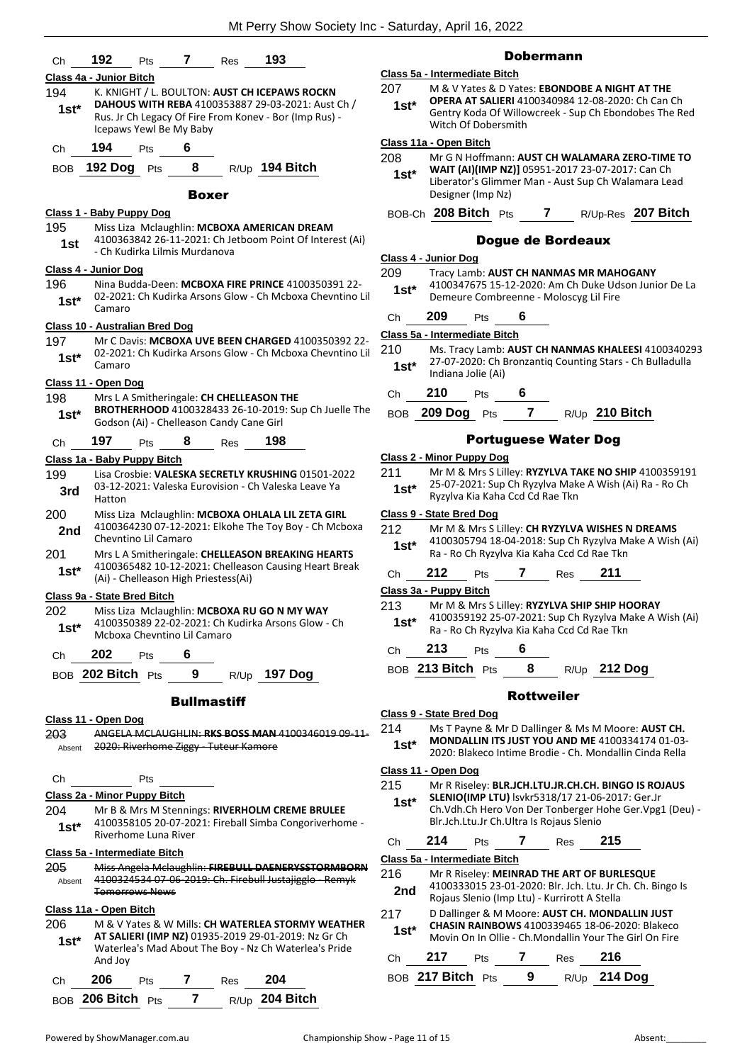| Ch | 192 | Pts | 7 | Res | 193 |
|---|---|---|---|---|---|

**Class 4a - Junior Bitch**

194 1st* K. KNIGHT / L. BOULTON: **AUST CH ICEPAWS ROCKN DAHOUS WITH REBA** 4100353887 29-03-2021: Aust Ch / Rus. Jr Ch Legacy Of Fire From Konev - Bor (Imp Rus) - Icepaws Yewl Be My Baby

| Ch | 194 | Pts | 6 |
|---|---|---|---|

| BOB | 192 Dog | Pts | 8 | R/Up | 194 Bitch |
|---|---|---|---|---|---|

## Boxer

**Class 1 - Baby Puppy Dog**

195 1st Miss Liza Mclaughlin: **MCBOXA AMERICAN DREAM** 4100363842 26-11-2021: Ch Jetboom Point Of Interest (Ai) - Ch Kudirka Lilmis Murdanova

**Class 4 - Junior Dog**

196 1st* Nina Budda-Deen: **MCBOXA FIRE PRINCE** 4100350391 22-02-2021: Ch Kudirka Arsons Glow - Ch Mcboxa Chevntino Lil Camaro

**Class 10 - Australian Bred Dog**

197 1st* Mr C Davis: **MCBOXA UVE BEEN CHARGED** 4100350392 22-02-2021: Ch Kudirka Arsons Glow - Ch Mcboxa Chevntino Lil Camaro

**Class 11 - Open Dog**

198 1st* Mrs L A Smitheringale: **CH CHELLEASON THE BROTHERHOOD** 4100328433 26-10-2019: Sup Ch Juelle The Godson (Ai) - Chelleason Candy Cane Girl

| Ch | 197 | Pts | 8 | Res | 198 |
|---|---|---|---|---|---|

**Class 1a - Baby Puppy Bitch**

199 3rd Lisa Crosbie: **VALESKA SECRETLY KRUSHING** 01501-2022 03-12-2021: Valeska Eurovision - Ch Valeska Leave Ya Hatton

200 2nd Miss Liza Mclaughlin: **MCBOXA OHLALA LIL ZETA GIRL** 4100364230 07-12-2021: Elkohe The Toy Boy - Ch Mcboxa Chevntino Lil Camaro

201 1st* Mrs L A Smitheringale: **CHELLEASON BREAKING HEARTS** 4100365482 10-12-2021: Chelleason Causing Heart Break (Ai) - Chelleason High Priestess(Ai)

**Class 9a - State Bred Bitch**

202 1st* Miss Liza Mclaughlin: **MCBOXA RU GO N MY WAY** 4100350389 22-02-2021: Ch Kudirka Arsons Glow - Ch Mcboxa Chevntino Lil Camaro

| Ch | 202 | Pts | 6 |
|---|---|---|---|

| BOB | 202 Bitch | Pts | 9 | R/Up | 197 Dog |
|---|---|---|---|---|---|

## Bullmastiff

**Class 11 - Open Dog**

203 Absent ~~ANGELA MCLAUGHLIN: **RKS BOSS MAN** 4100346019 09-11-2020: Riverhome Ziggy - Tuteur Kamore~~

| Ch | | Pts | |
|---|---|---|---|

**Class 2a - Minor Puppy Bitch**

204 1st* Mr B & Mrs M Stennings: **RIVERHOLM CREME BRULEE** 4100358105 20-07-2021: Fireball Simba Congoriverhome - Riverhome Luna River

**Class 5a - Intermediate Bitch**

205 Absent ~~Miss Angela Mclaughlin: **FIREBULL DAENERYSSTORMBORN** 4100324534 07-06-2019: Ch. Firebull Justajigglo - Remyk Tomorrows News~~

**Class 11a - Open Bitch**

206 1st* M & V Yates & W Mills: **CH WATERLEA STORMY WEATHER AT SALIERI (IMP NZ)** 01935-2019 29-01-2019: Nz Gr Ch Waterlea's Mad About The Boy - Nz Ch Waterlea's Pride And Joy

| Ch | 206 | Pts | 7 | Res | 204 |
|---|---|---|---|---|---|

| BOB | 206 Bitch | Pts | 7 | R/Up | 204 Bitch |
|---|---|---|---|---|---|

## Dobermann

**Class 5a - Intermediate Bitch**

207 1st* M & V Yates & D Yates: **EBONDOBE A NIGHT AT THE OPERA AT SALIERI** 4100340984 12-08-2020: Ch Can Ch Gentry Koda Of Willowcreek - Sup Ch Ebondobes The Red Witch Of Dobersmith

**Class 11a - Open Bitch**

208 1st* Mr G N Hoffmann: **AUST CH WALAMARA ZERO-TIME TO WAIT (AI)(IMP NZ)]** 05951-2017 23-07-2017: Can Ch Liberator's Glimmer Man - Aust Sup Ch Walamara Lead Designer (Imp Nz)

| BOB-Ch | 208 Bitch | Pts | 7 | R/Up-Res | 207 Bitch |
|---|---|---|---|---|---|

## Dogue de Bordeaux

**Class 4 - Junior Dog**

209 1st* Tracy Lamb: **AUST CH NANMAS MR MAHOGANY** 4100347675 15-12-2020: Am Ch Duke Udson Junior De La Demeure Combreenne - Moloscyg Lil Fire

| Ch | 209 | Pts | 6 |
|---|---|---|---|

**Class 5a - Intermediate Bitch**

210 1st* Ms. Tracy Lamb: **AUST CH NANMAS KHALEESI** 4100340293 27-07-2020: Ch Bronzantiq Counting Stars - Ch Bulladulla Indiana Jolie (Ai)

| Ch | 210 | Pts | 6 |
|---|---|---|---|

| BOB | 209 Dog | Pts | 7 | R/Up | 210 Bitch |
|---|---|---|---|---|---|

## Portuguese Water Dog

**Class 2 - Minor Puppy Dog**

211 1st* Mr M & Mrs S Lilley: **RYZYLVA TAKE NO SHIP** 4100359191 25-07-2021: Sup Ch Ryzylva Make A Wish (Ai) Ra - Ro Ch Ryzylva Kia Kaha Ccd Cd Rae Tkn

**Class 9 - State Bred Dog**

212 1st* Mr M & Mrs S Lilley: **CH RYZYLVA WISHES N DREAMS** 4100305794 18-04-2018: Sup Ch Ryzylva Make A Wish (Ai) Ra - Ro Ch Ryzylva Kia Kaha Ccd Cd Rae Tkn

| Ch | 212 | Pts | 7 | Res | 211 |
|---|---|---|---|---|---|

**Class 3a - Puppy Bitch**

213 1st* Mr M & Mrs S Lilley: **RYZYLVA SHIP SHIP HOORAY** 4100359192 25-07-2021: Sup Ch Ryzylva Make A Wish (Ai) Ra - Ro Ch Ryzylva Kia Kaha Ccd Cd Rae Tkn

| Ch | 213 | Pts | 6 |
|---|---|---|---|

| BOB | 213 Bitch | Pts | 8 | R/Up | 212 Dog |
|---|---|---|---|---|---|

## Rottweiler

**Class 9 - State Bred Dog**

214 1st* Ms T Payne & Mr D Dallinger & Ms M Moore: **AUST CH. MONDALLIN ITS JUST YOU AND ME** 4100334174 01-03-2020: Blakeco Intime Brodie - Ch. Mondallin Cinda Rella

**Class 11 - Open Dog**

215 1st* Mr R Riseley: **BLR.JCH.LTU.JR.CH.CH. BINGO IS ROJAUS SLENIO(IMP LTU)** lsvkr5318/17 21-06-2017: Ger.Jr Ch.Vdh.Ch Hero Von Der Tonberger Hohe Ger.Vpg1 (Deu) - Blr.Jch.Ltu.Jr Ch.Ultra Is Rojaus Slenio

| Ch | 214 | Pts | 7 | Res | 215 |
|---|---|---|---|---|---|

**Class 5a - Intermediate Bitch**

216 2nd Mr R Riseley: **MEINRAD THE ART OF BURLESQUE** 4100333015 23-01-2020: Blr. Jch. Ltu. Jr Ch. Ch. Bingo Is Rojaus Slenio (Imp Ltu) - Kurrirott A Stella

217 1st* D Dallinger & M Moore: **AUST CH. MONDALLIN JUST CHASIN RAINBOWS** 4100339465 18-06-2020: Blakeco Movin On In Ollie - Ch.Mondallin Your The Girl On Fire

| Ch | 217 | Pts | 7 | Res | 216 |
|---|---|---|---|---|---|

| BOB | 217 Bitch | Pts | 9 | R/Up | 214 Dog |
|---|---|---|---|---|---|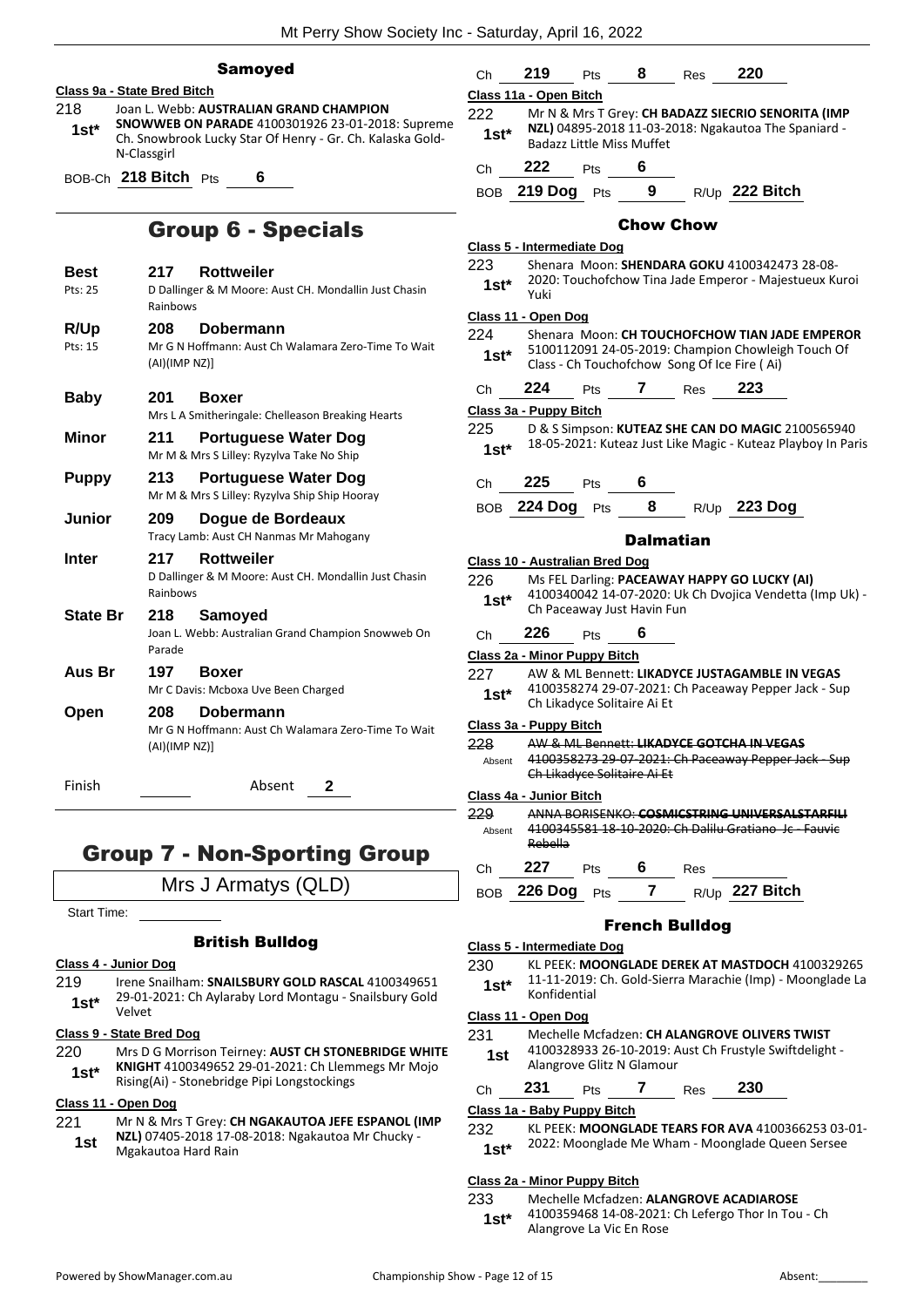## Samoyed

**Class 9a - State Bred Bitch**

218 Joan L. Webb: **AUSTRALIAN GRAND CHAMPION SNOWWEB ON PARADE** 4100301926 23-01-2018: Supreme Ch. Snowbrook Lucky Star Of Henry - Gr. Ch. Kalaska Gold-N-Classgirl
**1st***

BOB-Ch **218 Bitch** Pts **6**

# Group 6 - Specials

| | | |
|---|---|---|
| **Best** Pts: 25 | **217** | **Rottweiler** D Dallinger & M Moore: Aust CH. Mondallin Just Chasin Rainbows |
| **R/Up** Pts: 15 | **208** | **Dobermann** Mr G N Hoffmann: Aust Ch Walamara Zero-Time To Wait (AI)(IMP NZ)] |
| **Baby** | **201** | **Boxer** Mrs L A Smitheringale: Chelleason Breaking Hearts |
| **Minor** | **211** | **Portuguese Water Dog** Mr M & Mrs S Lilley: Ryzylva Take No Ship |
| **Puppy** | **213** | **Portuguese Water Dog** Mr M & Mrs S Lilley: Ryzylva Ship Ship Hooray |
| **Junior** | **209** | **Dogue de Bordeaux** Tracy Lamb: Aust CH Nanmas Mr Mahogany |
| **Inter** | **217** | **Rottweiler** D Dallinger & M Moore: Aust CH. Mondallin Just Chasin Rainbows |
| **State Br** | **218** | **Samoyed** Joan L. Webb: Australian Grand Champion Snowweb On Parade |
| **Aus Br** | **197** | **Boxer** Mr C Davis: Mcboxa Uve Been Charged |
| **Open** | **208** | **Dobermann** Mr G N Hoffmann: Aust Ch Walamara Zero-Time To Wait (AI)(IMP NZ)] |

Finish ______ Absent **2**

# Group 7 - Non-Sporting Group

Mrs J Armatys (QLD)

Start Time:

## British Bulldog

**Class 4 - Junior Dog**

219 Irene Snailham: **SNAILSBURY GOLD RASCAL** 4100349651 29-01-2021: Ch Aylaraby Lord Montagu - Snailsbury Gold Velvet
**1st***

**Class 9 - State Bred Dog**

220 Mrs D G Morrison Teirney: **AUST CH STONEBRIDGE WHITE KNIGHT** 4100349652 29-01-2021: Ch Llemmegs Mr Mojo Rising(Ai) - Stonebridge Pipi Longstockings
**1st***

**Class 11 - Open Dog**

221 Mr N & Mrs T Grey: **CH NGAKAUTOA JEFE ESPANOL (IMP NZL)** 07405-2018 17-08-2018: Ngakautoa Mr Chucky - Mgakautoa Hard Rain
**1st**

Ch **219** Pts **8** Res **220**

**Class 11a - Open Bitch**

222 Mr N & Mrs T Grey: **CH BADAZZ SIECRIO SENORITA (IMP NZL)** 04895-2018 11-03-2018: Ngakautoa The Spaniard - Badazz Little Miss Muffet
**1st***

Ch **222** Pts **6**

BOB **219 Dog** Pts **9** R/Up **222 Bitch**

## Chow Chow

**Class 5 - Intermediate Dog**

223 Shenara Moon: **SHENDARA GOKU** 4100342473 28-08-2020: Touchofchow Tina Jade Emperor - Majestueux Kuroi Yuki
**1st***

**Class 11 - Open Dog**

224 Shenara Moon: **CH TOUCHOFCHOW TIAN JADE EMPEROR** 5100112091 24-05-2019: Champion Chowleigh Touch Of Class - Ch Touchofchow Song Of Ice Fire ( Ai)
**1st***

Ch **224** Pts **7** Res **223**

**Class 3a - Puppy Bitch**

225 D & S Simpson: **KUTEAZ SHE CAN DO MAGIC** 2100565940 18-05-2021: Kuteaz Just Like Magic - Kuteaz Playboy In Paris
**1st***

Ch **225** Pts **6**

BOB **224 Dog** Pts **8** R/Up **223 Dog**

## Dalmatian

**Class 10 - Australian Bred Dog**

226 Ms FEL Darling: **PACEAWAY HAPPY GO LUCKY (AI)** 4100340042 14-07-2020: Uk Ch Dvojica Vendetta (Imp Uk) - Ch Paceaway Just Havin Fun
**1st***

Ch **226** Pts **6**

**Class 2a - Minor Puppy Bitch**

227 AW & ML Bennett: **LIKADYCE JUSTAGAMBLE IN VEGAS** 4100358274 29-07-2021: Ch Paceaway Pepper Jack - Sup Ch Likadyce Solitaire Ai Et
**1st***

**Class 3a - Puppy Bitch**

228 ~~AW & ML Bennett: **LIKADYCE GOTCHA IN VEGAS** 4100358273 29-07-2021: Ch Paceaway Pepper Jack - Sup Ch Likadyce Solitaire Ai Et~~
Absent

**Class 4a - Junior Bitch**

229 ~~ANNA BORISENKO: **COSMICSTRING UNIVERSALSTARFILI** 4100345581 18-10-2020: Ch Dalilu Gratiano Jc - Fauvic Rebella~~
Absent

Ch **227** Pts **6** Res

BOB **226 Dog** Pts **7** R/Up **227 Bitch**

## French Bulldog

**Class 5 - Intermediate Dog**

230 KL PEEK: **MOONGLADE DEREK AT MASTDOCH** 4100329265 11-11-2019: Ch. Gold-Sierra Marachie (Imp) - Moonglade La Konfidential
**1st***

**Class 11 - Open Dog**

231 Mechelle Mcfadzen: **CH ALANGROVE OLIVERS TWIST** 4100328933 26-10-2019: Aust Ch Frustyle Swiftdelight - Alangrove Glitz N Glamour
**1st**

Ch **231** Pts **7** Res **230**

**Class 1a - Baby Puppy Bitch**

232 KL PEEK: **MOONGLADE TEARS FOR AVA** 4100366253 03-01-2022: Moonglade Me Wham - Moonglade Queen Sersee
**1st***

**Class 2a - Minor Puppy Bitch**

233 Mechelle Mcfadzen: **ALANGROVE ACADIAROSE** 4100359468 14-08-2021: Ch Lefergo Thor In Tou - Ch Alangrove La Vic En Rose
**1st***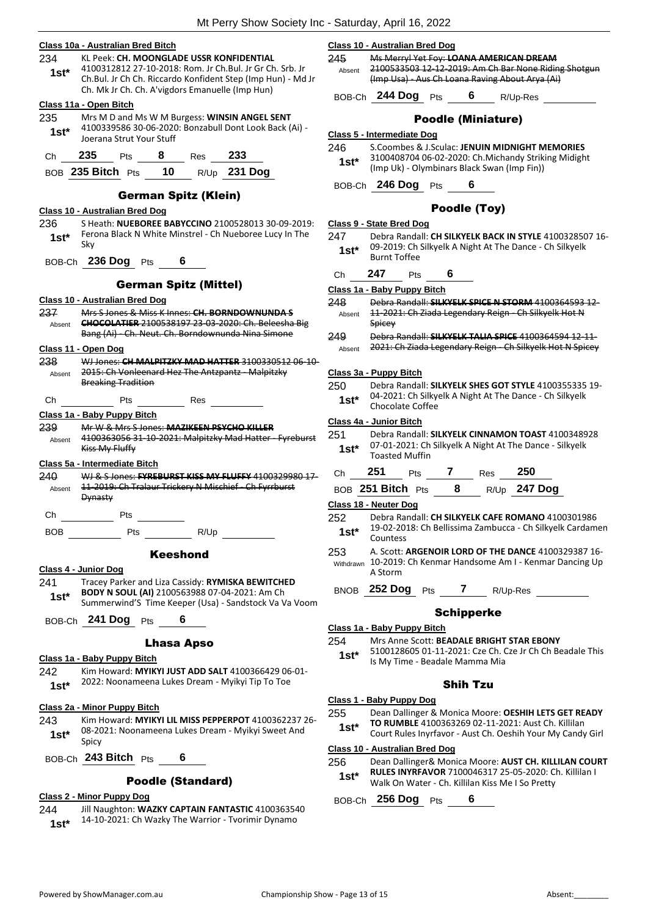### Class 10a - Australian Bred Bitch

234 **1st*** KL Peek: **CH. MOONGLADE USSR KONFIDENTIAL** 4100312812 27-10-2018: Rom. Jr Ch.Bul. Jr Gr Ch. Srb. Jr Ch.Bul. Jr Ch Ch. Riccardo Konfident Step (Imp Hun) - Md Jr Ch. Mk Jr Ch. Ch. A'vigdors Emanuelle (Imp Hun)

### Class 11a - Open Bitch

235 **1st*** Mrs M D and Ms W M Burgess: **WINSIN ANGEL SENT** 4100339586 30-06-2020: Bonzabull Dont Look Back (Ai) - Joerana Strut Your Stuff

Ch **235** Pts **8** Res **233**

BOB **235 Bitch** Pts **10** R/Up **231 Dog**

## German Spitz (Klein)

### Class 10 - Australian Bred Dog

236 **1st*** S Heath: **NUEBOREE BABYCCINO** 2100528013 30-09-2019: Ferona Black N White Minstrel - Ch Nueboree Lucy In The Sky

BOB-Ch **236 Dog** Pts **6**

## German Spitz (Mittel)

### Class 10 - Australian Bred Dog

237 Absent ~~Mrs S Jones & Miss K Innes: **CH. BORNDOWNUNDA S CHOCOLATIER** 2100538197 23-03-2020: Ch. Beleesha Big Bang (Ai) - Ch. Neut. Ch. Borndownunda Nina Simone~~

### Class 11 - Open Dog

238 Absent ~~WJ Jones: **CH MALPITZKY MAD HATTER** 3100330512 06-10-2015: Ch Vonleenard Hez The Antzpantz - Malpitzky Breaking Tradition~~

Ch Pts Res

### Class 1a - Baby Puppy Bitch

239 Absent ~~Mr W & Mrs S Jones: **MAZIKEEN PSYCHO KILLER** 4100363056 31-10-2021: Malpitzky Mad Hatter - Fyreburst Kiss My Fluffy~~

### Class 5a - Intermediate Bitch

240 Absent ~~WJ & S Jones: **FYREBURST KISS MY FLUFFY** 4100329980 17-11-2019: Ch Tralaur Trickery N Mischief - Ch Fyrrburst Dynasty~~

Ch Pts

BOB Pts R/Up

## Keeshond

### Class 4 - Junior Dog

241 **1st*** Tracey Parker and Liza Cassidy: **RYMISKA BEWITCHED BODY N SOUL (AI)** 2100563988 07-04-2021: Am Ch Summerwind'S Time Keeper (Usa) - Sandstock Va Va Voom

BOB-Ch **241 Dog** Pts **6**

## Lhasa Apso

### Class 1a - Baby Puppy Bitch

242 **1st*** Kim Howard: **MYIKYI JUST ADD SALT** 4100366429 06-01-2022: Noonameena Lukes Dream - Myikyi Tip To Toe

### Class 2a - Minor Puppy Bitch

243 **1st*** Kim Howard: **MYIKYI LIL MISS PEPPERPOT** 4100362237 26-08-2021: Noonameena Lukes Dream - Myikyi Sweet And Spicy

BOB-Ch **243 Bitch** Pts **6**

## Poodle (Standard)

### Class 2 - Minor Puppy Dog

244 **1st*** Jill Naughton: **WAZKY CAPTAIN FANTASTIC** 4100363540 14-10-2021: Ch Wazky The Warrior - Tvorimir Dynamo

### Class 10 - Australian Bred Dog

245 Absent ~~Ms Merryl Yet Foy: **LOANA AMERICAN DREAM** 2100533503 12-12-2019: Am Ch Bar None Riding Shotgun (Imp Usa) - Aus Ch Loana Raving About Arya (Ai)~~

BOB-Ch **244 Dog** Pts **6** R/Up-Res

## Poodle (Miniature)

### Class 5 - Intermediate Dog

246 **1st*** S.Coombes & J.Sculac: **JENUIN MIDNIGHT MEMORIES** 3100408704 06-02-2020: Ch.Michandy Striking Midight (Imp Uk) - Olymbinars Black Swan (Imp Fin))

BOB-Ch **246 Dog** Pts **6**

## Poodle (Toy)

### Class 9 - State Bred Dog

247 **1st*** Debra Randall: **CH SILKYELK BACK IN STYLE** 4100328507 16-09-2019: Ch Silkyelk A Night At The Dance - Ch Silkyelk Burnt Toffee

Ch **247** Pts **6**

### Class 1a - Baby Puppy Bitch

248 Absent ~~Debra Randall: **SILKYELK SPICE N STORM** 4100364593 12-11-2021: Ch Ziada Legendary Reign - Ch Silkyelk Hot N Spicey~~

249 Absent ~~Debra Randall: **SILKYELK TALIA SPICE** 4100364594 12-11-2021: Ch Ziada Legendary Reign - Ch Silkyelk Hot N Spicey~~

### Class 3a - Puppy Bitch

250 **1st*** Debra Randall: **SILKYELK SHES GOT STYLE** 4100355335 19-04-2021: Ch Silkyelk A Night At The Dance - Ch Silkyelk Chocolate Coffee

### Class 4a - Junior Bitch

251 **1st*** Debra Randall: **SILKYELK CINNAMON TOAST** 4100348928 07-01-2021: Ch Silkyelk A Night At The Dance - Silkyelk Toasted Muffin

Ch **251** Pts **7** Res **250**

BOB **251 Bitch** Pts **8** R/Up **247 Dog**

### Class 18 - Neuter Dog

252 **1st*** Debra Randall: **CH SILKYELK CAFE ROMANO** 4100301986 19-02-2018: Ch Bellissima Zambucca - Ch Silkyelk Cardamen Countess

253 Withdrawn A. Scott: **ARGENOIR LORD OF THE DANCE** 4100329387 16-10-2019: Ch Kenmar Handsome Am I - Kenmar Dancing Up A Storm

BNOB **252 Dog** Pts **7** R/Up-Res

## Schipperke

### Class 1a - Baby Puppy Bitch

254 **1st*** Mrs Anne Scott: **BEADALE BRIGHT STAR EBONY** 5100128605 01-11-2021: Cze Ch. Cze Jr Ch Ch Beadale This Is My Time - Beadale Mamma Mia

## Shih Tzu

### Class 1 - Baby Puppy Dog

255 **1st*** Dean Dallinger & Monica Moore: **OESHIH LETS GET READY TO RUMBLE** 4100363269 02-11-2021: Aust Ch. Killilan Court Rules Inyrfavor - Aust Ch. Oeshih Your My Candy Girl

### Class 10 - Australian Bred Dog

256 **1st*** Dean Dallinger& Monica Moore: **AUST CH. KILLILAN COURT RULES INYRFAVOR** 7100046317 25-05-2020: Ch. Killilan I Walk On Water - Ch. Killilan Kiss Me I So Pretty

BOB-Ch **256 Dog** Pts **6**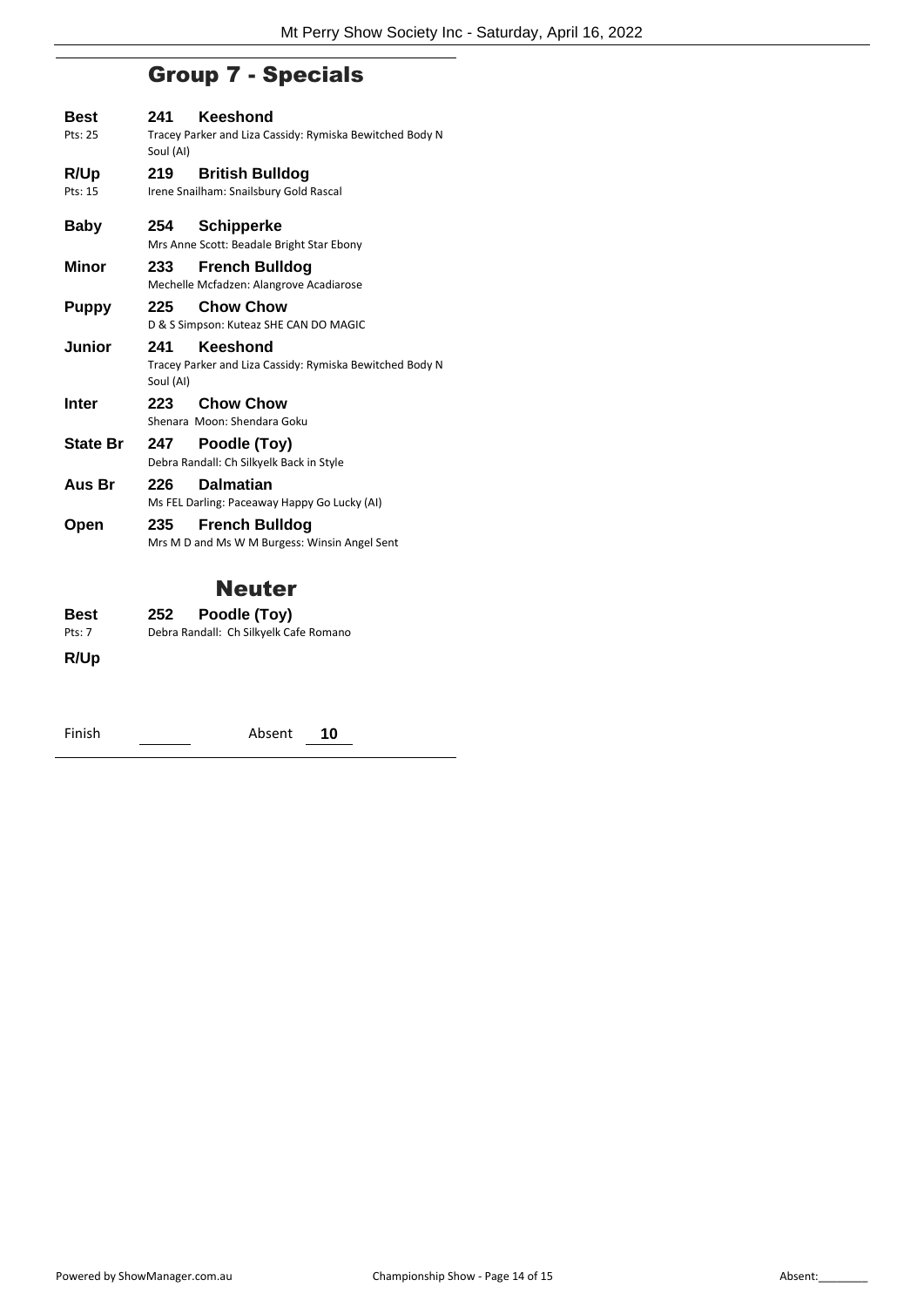## Group 7 - Specials

**Best** — Pts: 25
**241 Keeshond**
Tracey Parker and Liza Cassidy: Rymiska Bewitched Body N Soul (AI)

**R/Up** — Pts: 15
**219 British Bulldog**
Irene Snailham: Snailsbury Gold Rascal

**Baby**
**254 Schipperke**
Mrs Anne Scott: Beadale Bright Star Ebony

**Minor**
**233 French Bulldog**
Mechelle Mcfadzen: Alangrove Acadiarose

**Puppy**
**225 Chow Chow**
D & S Simpson: Kuteaz SHE CAN DO MAGIC

**Junior**
**241 Keeshond**
Tracey Parker and Liza Cassidy: Rymiska Bewitched Body N Soul (AI)

**Inter**
**223 Chow Chow**
Shenara Moon: Shendara Goku

**State Br**
**247 Poodle (Toy)**
Debra Randall: Ch Silkyelk Back in Style

**Aus Br**
**226 Dalmatian**
Ms FEL Darling: Paceaway Happy Go Lucky (AI)

**Open**
**235 French Bulldog**
Mrs M D and Ms W M Burgess: Winsin Angel Sent

## Neuter

**Best** — Pts: 7
**252 Poodle (Toy)**
Debra Randall: Ch Silkyelk Cafe Romano

**R/Up**

Finish ________ Absent **10**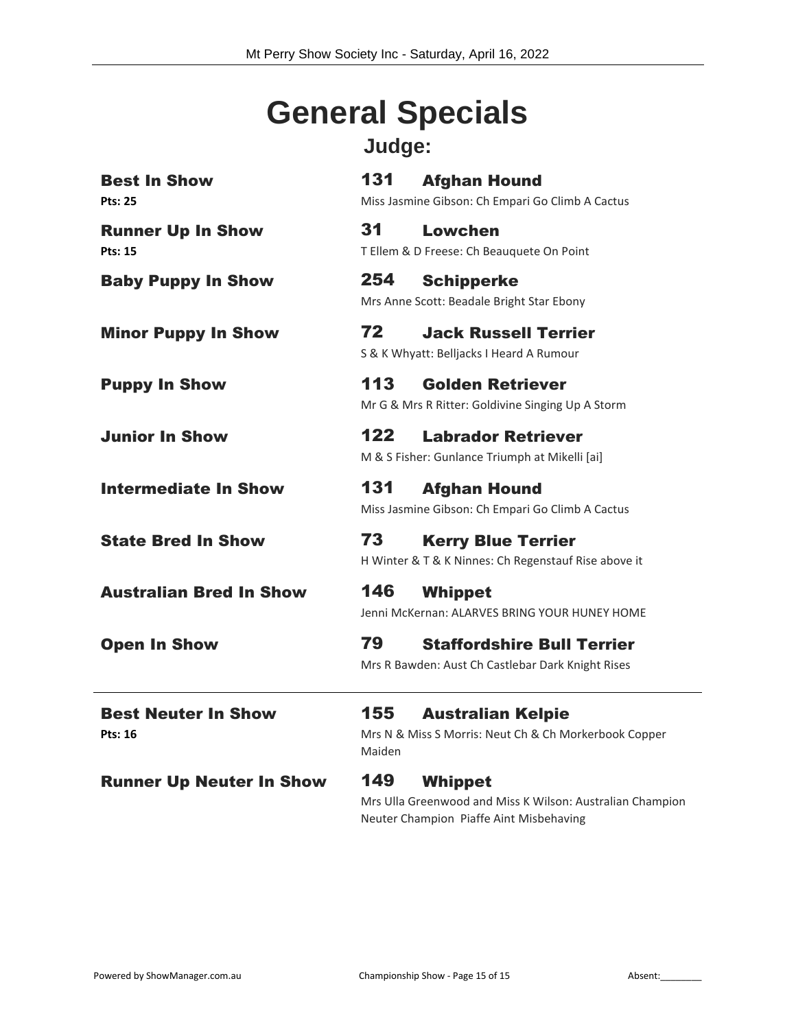# General Specials

## Judge:

**Best In Show**
Pts: 25

**131 Afghan Hound**
Miss Jasmine Gibson: Ch Empari Go Climb A Cactus

**Runner Up In Show**
Pts: 15

**31 Lowchen**
T Ellem & D Freese: Ch Beauquete On Point

**Baby Puppy In Show**

**254 Schipperke**
Mrs Anne Scott: Beadale Bright Star Ebony

**Minor Puppy In Show**

**72 Jack Russell Terrier**
S & K Whyatt: Belljacks I Heard A Rumour

**Puppy In Show**

**113 Golden Retriever**
Mr G & Mrs R Ritter: Goldivine Singing Up A Storm

**Junior In Show**

**122 Labrador Retriever**
M & S Fisher: Gunlance Triumph at Mikelli [ai]

**Intermediate In Show**

**131 Afghan Hound**
Miss Jasmine Gibson: Ch Empari Go Climb A Cactus

**State Bred In Show**

**73 Kerry Blue Terrier**
H Winter & T & K Ninnes: Ch Regenstauf Rise above it

**Australian Bred In Show**

**146 Whippet**
Jenni McKernan: ALARVES BRING YOUR HUNEY HOME

**Open In Show**

**79 Staffordshire Bull Terrier**
Mrs R Bawden: Aust Ch Castlebar Dark Knight Rises

---

**Best Neuter In Show**
Pts: 16

**155 Australian Kelpie**
Mrs N & Miss S Morris: Neut Ch & Ch Morkerbook Copper Maiden

**Runner Up Neuter In Show**

**149 Whippet**
Mrs Ulla Greenwood and Miss K Wilson: Australian Champion Neuter Champion Piaffe Aint Misbehaving

Absent:________